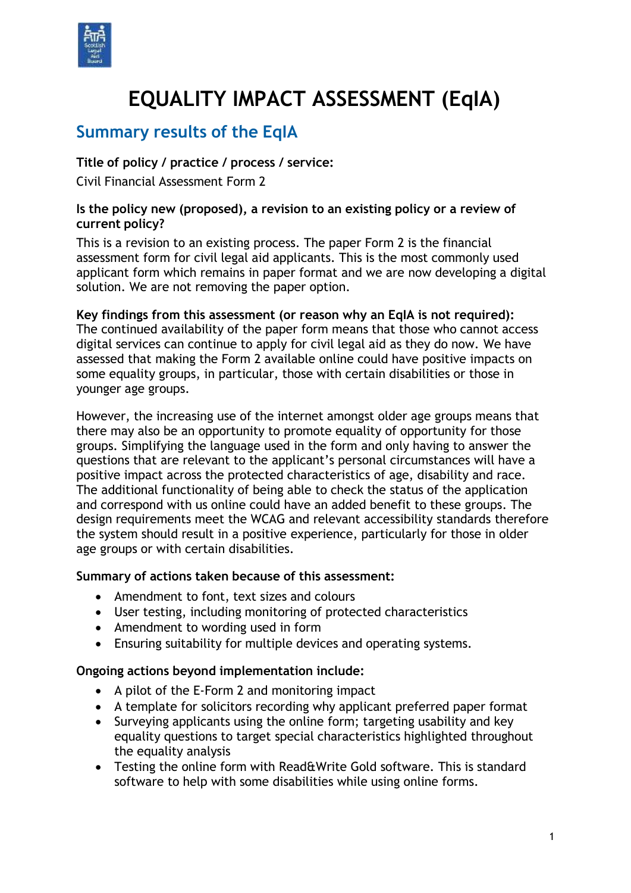# EQUALITY IMPACT ASSESSMENT (EqIA)

## Summary results of the EqIA

**Title of policy / practice / process / service:**

Civil Financial Assessment Form 2

**Is the policy new (proposed), a revision to an existing policy or a review of current policy?**

This is a revision to an existing process. The paper Form 2 is the financial assessment form for civil legal aid applicants. This is the most commonly used applicant form which remains in paper format and we are now developing a digital solution. We are not removing the paper option.

**Key findings from this assessment (or reason why an EqIA is not required):**
The continued availability of the paper form means that those who cannot access digital services can continue to apply for civil legal aid as they do now. We have assessed that making the Form 2 available online could have positive impacts on some equality groups, in particular, those with certain disabilities or those in younger age groups.

However, the increasing use of the internet amongst older age groups means that there may also be an opportunity to promote equality of opportunity for those groups. Simplifying the language used in the form and only having to answer the questions that are relevant to the applicant's personal circumstances will have a positive impact across the protected characteristics of age, disability and race. The additional functionality of being able to check the status of the application and correspond with us online could have an added benefit to these groups. The design requirements meet the WCAG and relevant accessibility standards therefore the system should result in a positive experience, particularly for those in older age groups or with certain disabilities.

**Summary of actions taken because of this assessment:**

- Amendment to font, text sizes and colours
- User testing, including monitoring of protected characteristics
- Amendment to wording used in form
- Ensuring suitability for multiple devices and operating systems.

**Ongoing actions beyond implementation include:**

- A pilot of the E-Form 2 and monitoring impact
- A template for solicitors recording why applicant preferred paper format
- Surveying applicants using the online form; targeting usability and key equality questions to target special characteristics highlighted throughout the equality analysis
- Testing the online form with Read&Write Gold software. This is standard software to help with some disabilities while using online forms.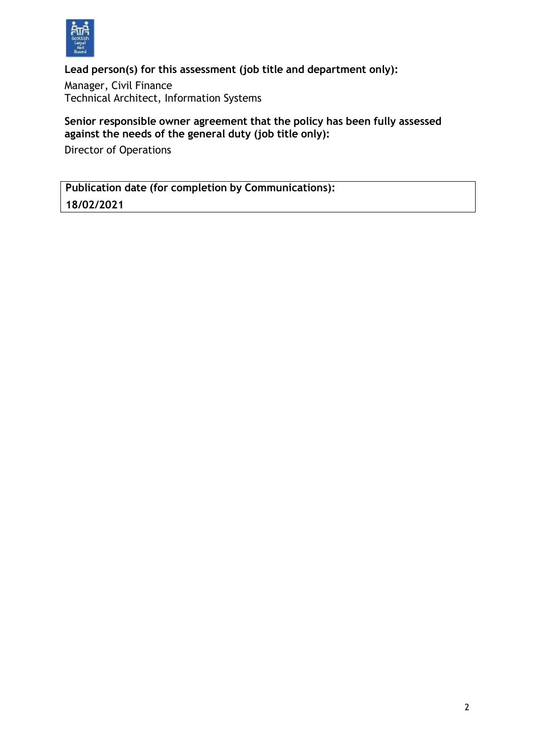**Lead person(s) for this assessment (job title and department only):**

Manager, Civil Finance
Technical Architect, Information Systems

**Senior responsible owner agreement that the policy has been fully assessed against the needs of the general duty (job title only):**

Director of Operations

| **Publication date (for completion by Communications):** |
| --- |
| **18/02/2021** |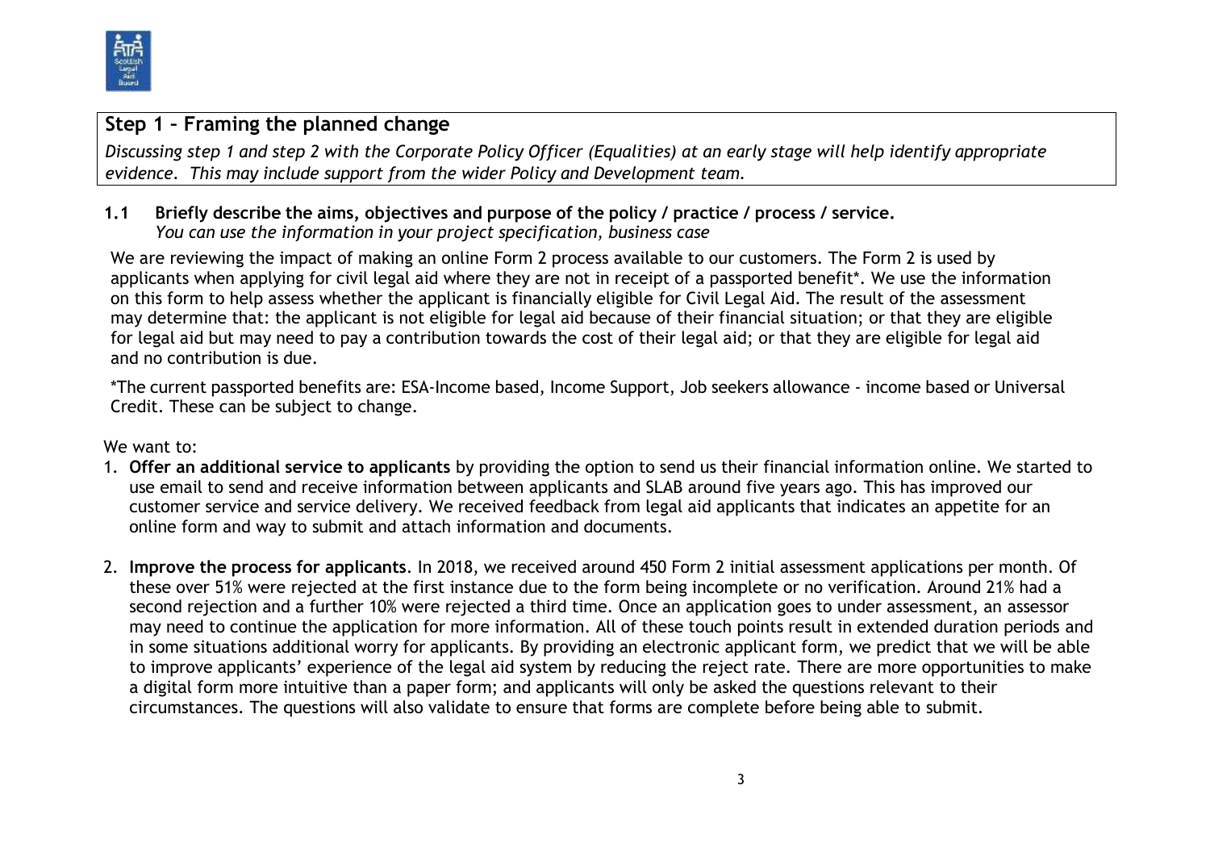## Step 1 – Framing the planned change

*Discussing step 1 and step 2 with the Corporate Policy Officer (Equalities) at an early stage will help identify appropriate evidence. This may include support from the wider Policy and Development team.*

### 1.1 Briefly describe the aims, objectives and purpose of the policy / practice / process / service.

*You can use the information in your project specification, business case*

We are reviewing the impact of making an online Form 2 process available to our customers. The Form 2 is used by applicants when applying for civil legal aid where they are not in receipt of a passported benefit*. We use the information on this form to help assess whether the applicant is financially eligible for Civil Legal Aid. The result of the assessment may determine that: the applicant is not eligible for legal aid because of their financial situation; or that they are eligible for legal aid but may need to pay a contribution towards the cost of their legal aid; or that they are eligible for legal aid and no contribution is due.

*The current passported benefits are: ESA-Income based, Income Support, Job seekers allowance - income based or Universal Credit. These can be subject to change.

We want to:

1. **Offer an additional service to applicants** by providing the option to send us their financial information online. We started to use email to send and receive information between applicants and SLAB around five years ago. This has improved our customer service and service delivery. We received feedback from legal aid applicants that indicates an appetite for an online form and way to submit and attach information and documents.

2. **Improve the process for applicants**. In 2018, we received around 450 Form 2 initial assessment applications per month. Of these over 51% were rejected at the first instance due to the form being incomplete or no verification. Around 21% had a second rejection and a further 10% were rejected a third time. Once an application goes to under assessment, an assessor may need to continue the application for more information. All of these touch points result in extended duration periods and in some situations additional worry for applicants. By providing an electronic applicant form, we predict that we will be able to improve applicants' experience of the legal aid system by reducing the reject rate. There are more opportunities to make a digital form more intuitive than a paper form; and applicants will only be asked the questions relevant to their circumstances. The questions will also validate to ensure that forms are complete before being able to submit.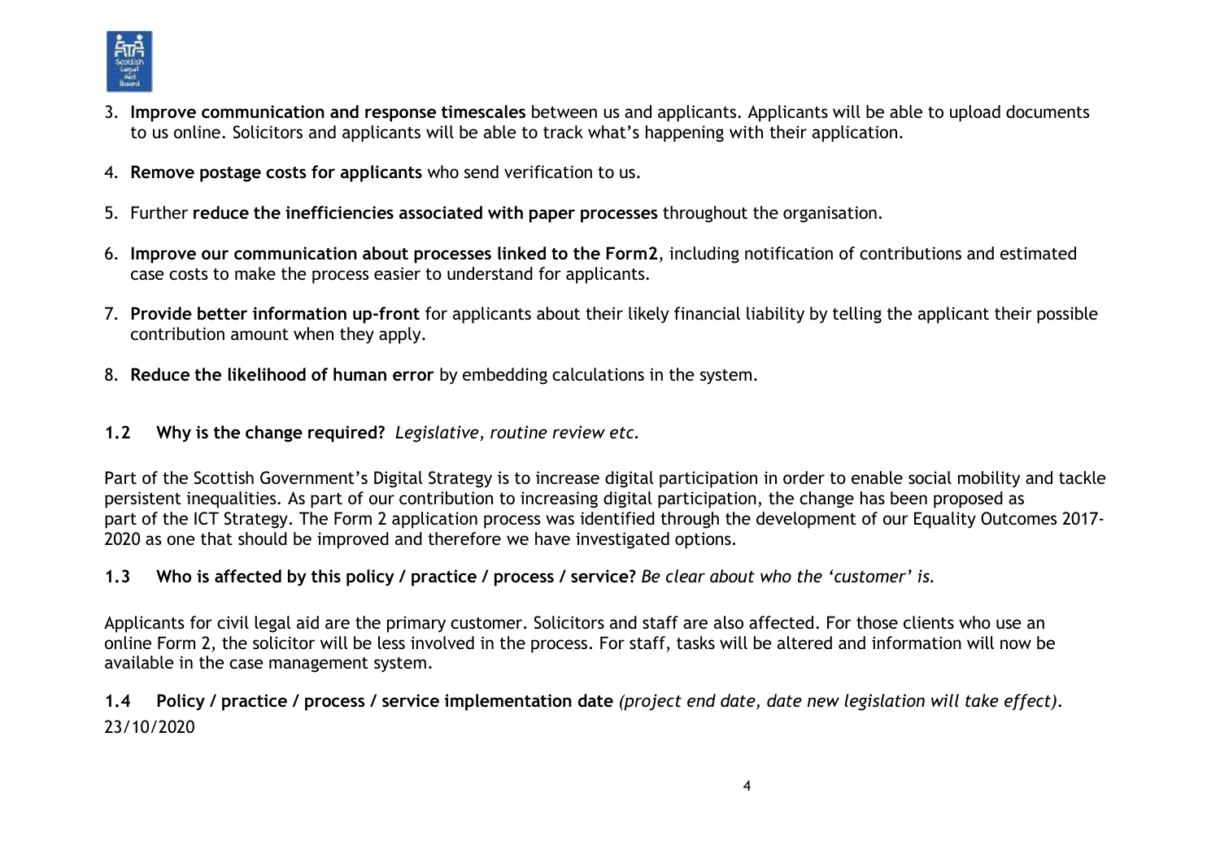3. **Improve communication and response timescales** between us and applicants. Applicants will be able to upload documents to us online. Solicitors and applicants will be able to track what's happening with their application.

4. **Remove postage costs for applicants** who send verification to us.

5. Further **reduce the inefficiencies associated with paper processes** throughout the organisation.

6. **Improve our communication about processes linked to the Form2**, including notification of contributions and estimated case costs to make the process easier to understand for applicants.

7. **Provide better information up-front** for applicants about their likely financial liability by telling the applicant their possible contribution amount when they apply.

8. **Reduce the likelihood of human error** by embedding calculations in the system.

**1.2 Why is the change required?** *Legislative, routine review etc.*

Part of the Scottish Government's Digital Strategy is to increase digital participation in order to enable social mobility and tackle persistent inequalities. As part of our contribution to increasing digital participation, the change has been proposed as part of the ICT Strategy. The Form 2 application process was identified through the development of our Equality Outcomes 2017-2020 as one that should be improved and therefore we have investigated options.

**1.3 Who is affected by this policy / practice / process / service?** *Be clear about who the 'customer' is.*

Applicants for civil legal aid are the primary customer. Solicitors and staff are also affected. For those clients who use an online Form 2, the solicitor will be less involved in the process. For staff, tasks will be altered and information will now be available in the case management system.

**1.4 Policy / practice / process / service implementation date** *(project end date, date new legislation will take effect).*

23/10/2020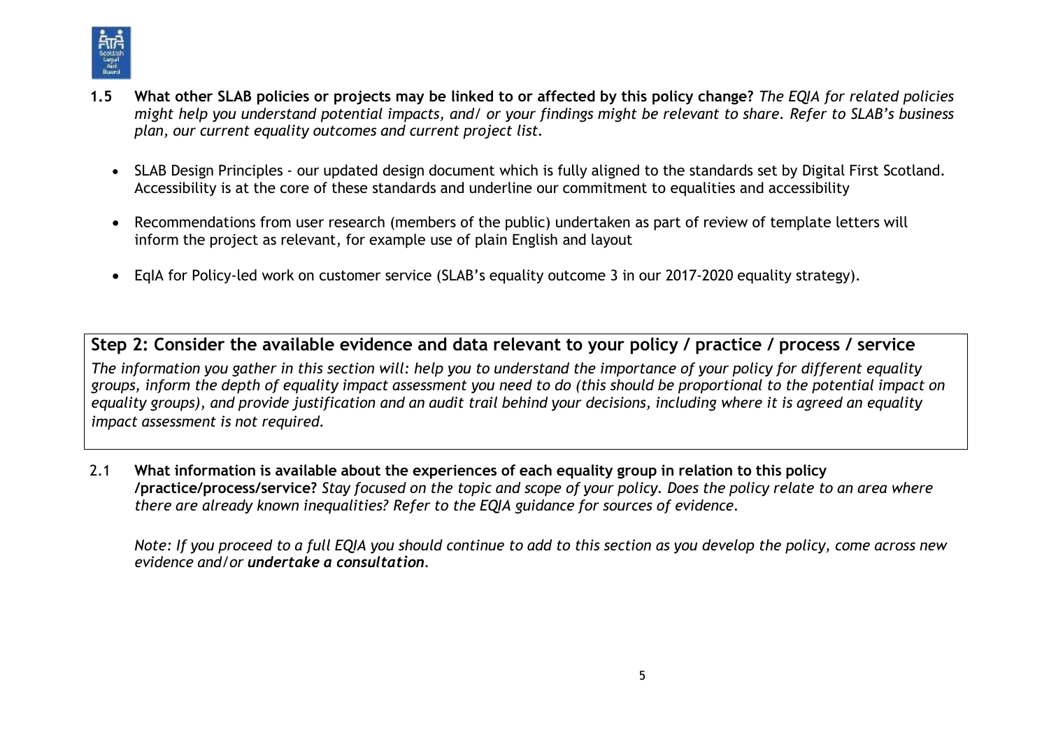**1.5 What other SLAB policies or projects may be linked to or affected by this policy change?** *The EQIA for related policies might help you understand potential impacts, and/ or your findings might be relevant to share. Refer to SLAB's business plan, our current equality outcomes and current project list.*

- SLAB Design Principles - our updated design document which is fully aligned to the standards set by Digital First Scotland. Accessibility is at the core of these standards and underline our commitment to equalities and accessibility

- Recommendations from user research (members of the public) undertaken as part of review of template letters will inform the project as relevant, for example use of plain English and layout

- EqIA for Policy-led work on customer service (SLAB's equality outcome 3 in our 2017-2020 equality strategy).

## Step 2: Consider the available evidence and data relevant to your policy / practice / process / service

*The information you gather in this section will: help you to understand the importance of your policy for different equality groups, inform the depth of equality impact assessment you need to do (this should be proportional to the potential impact on equality groups), and provide justification and an audit trail behind your decisions, including where it is agreed an equality impact assessment is not required.*

2.1 **What information is available about the experiences of each equality group in relation to this policy /practice/process/service?** *Stay focused on the topic and scope of your policy. Does the policy relate to an area where there are already known inequalities? Refer to the EQIA guidance for sources of evidence.*

*Note: If you proceed to a full EQIA you should continue to add to this section as you develop the policy, come across new evidence and/or* ***undertake a consultation****.*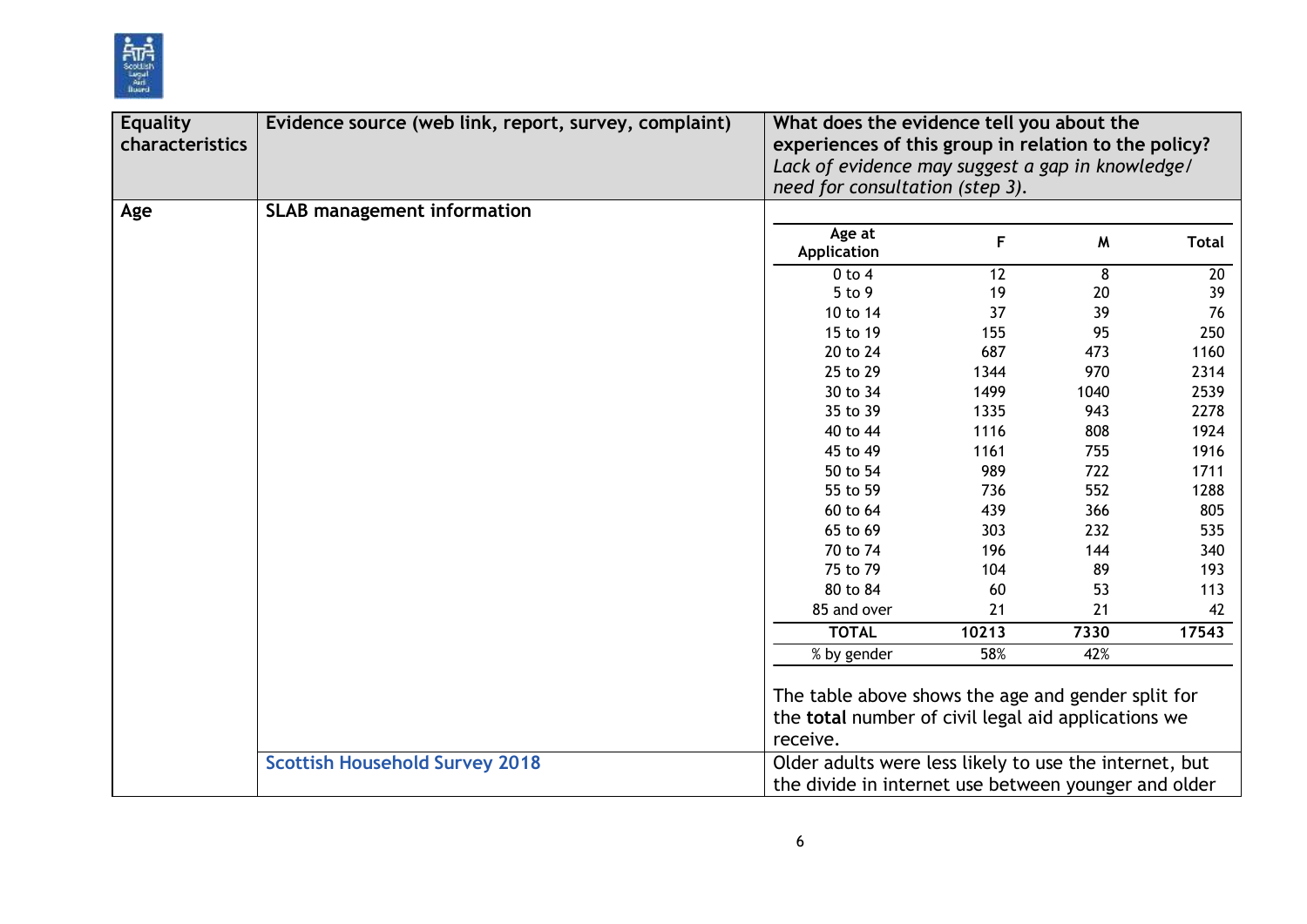| Equality characteristics | Evidence source (web link, report, survey, complaint) | What does the evidence tell you about the experiences of this group in relation to the policy? *Lack of evidence may suggest a gap in knowledge/ need for consultation (step 3).* |
|---|---|---|
| **Age** | **SLAB management information** | (see table below) The table above shows the age and gender split for the **total** number of civil legal aid applications we receive. |
| | Scottish Household Survey 2018 | Older adults were less likely to use the internet, but the divide in internet use between younger and older |

| Age at Application | F | M | Total |
|---|---|---|---|
| 0 to 4 | 12 | 8 | 20 |
| 5 to 9 | 19 | 20 | 39 |
| 10 to 14 | 37 | 39 | 76 |
| 15 to 19 | 155 | 95 | 250 |
| 20 to 24 | 687 | 473 | 1160 |
| 25 to 29 | 1344 | 970 | 2314 |
| 30 to 34 | 1499 | 1040 | 2539 |
| 35 to 39 | 1335 | 943 | 2278 |
| 40 to 44 | 1116 | 808 | 1924 |
| 45 to 49 | 1161 | 755 | 1916 |
| 50 to 54 | 989 | 722 | 1711 |
| 55 to 59 | 736 | 552 | 1288 |
| 60 to 64 | 439 | 366 | 805 |
| 65 to 69 | 303 | 232 | 535 |
| 70 to 74 | 196 | 144 | 340 |
| 75 to 79 | 104 | 89 | 193 |
| 80 to 84 | 60 | 53 | 113 |
| 85 and over | 21 | 21 | 42 |
| **TOTAL** | **10213** | **7330** | **17543** |
| % by gender | 58% | 42% | |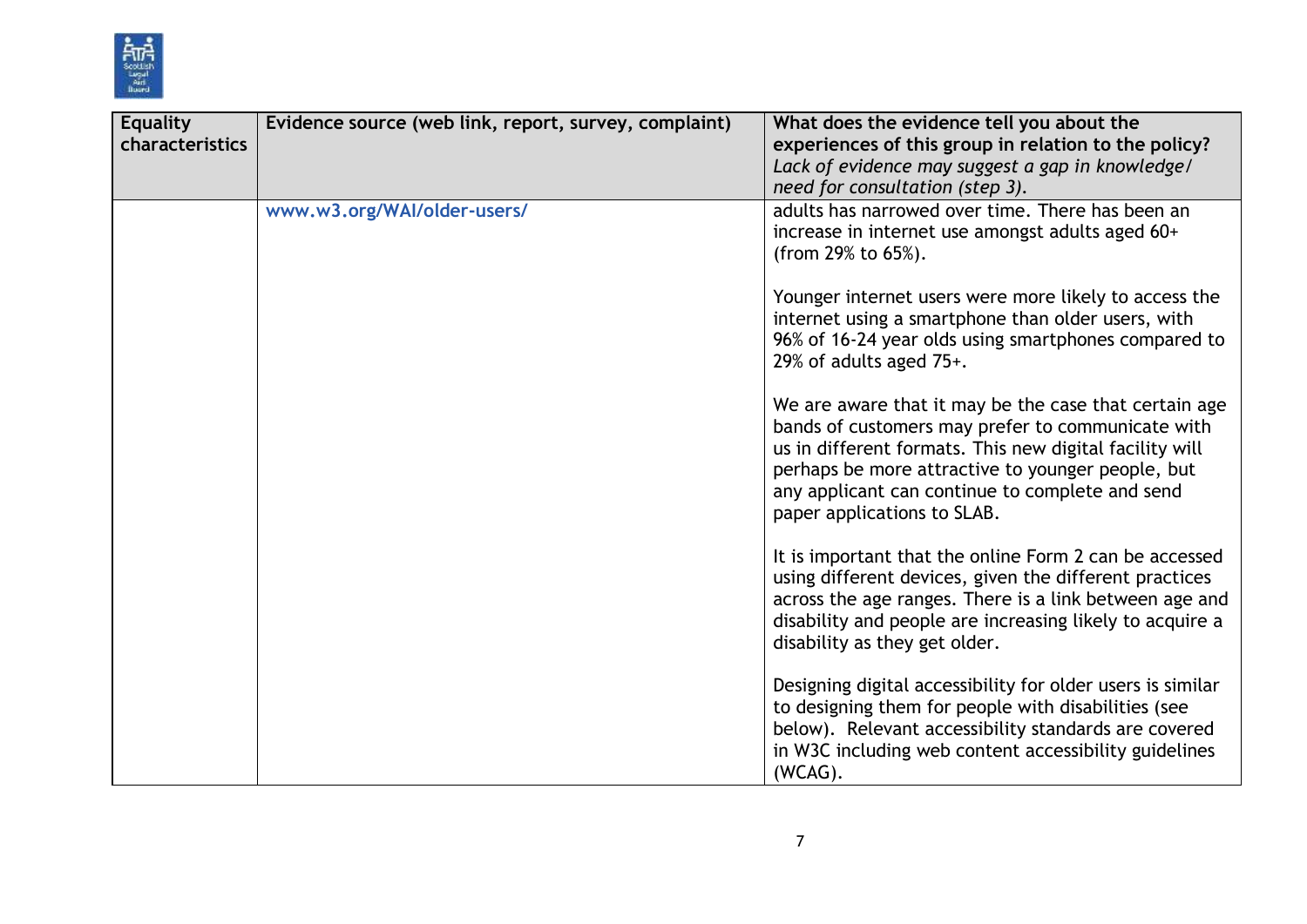| Equality characteristics | Evidence source (web link, report, survey, complaint) | What does the evidence tell you about the experiences of this group in relation to the policy? *Lack of evidence may suggest a gap in knowledge/ need for consultation (step 3).* |
|---|---|---|
| | www.w3.org/WAI/older-users/ | adults has narrowed over time. There has been an increase in internet use amongst adults aged 60+ (from 29% to 65%).<br><br>Younger internet users were more likely to access the internet using a smartphone than older users, with 96% of 16-24 year olds using smartphones compared to 29% of adults aged 75+.<br><br>We are aware that it may be the case that certain age bands of customers may prefer to communicate with us in different formats. This new digital facility will perhaps be more attractive to younger people, but any applicant can continue to complete and send paper applications to SLAB.<br><br>It is important that the online Form 2 can be accessed using different devices, given the different practices across the age ranges. There is a link between age and disability and people are increasing likely to acquire a disability as they get older.<br><br>Designing digital accessibility for older users is similar to designing them for people with disabilities (see below). Relevant accessibility standards are covered in W3C including web content accessibility guidelines (WCAG). |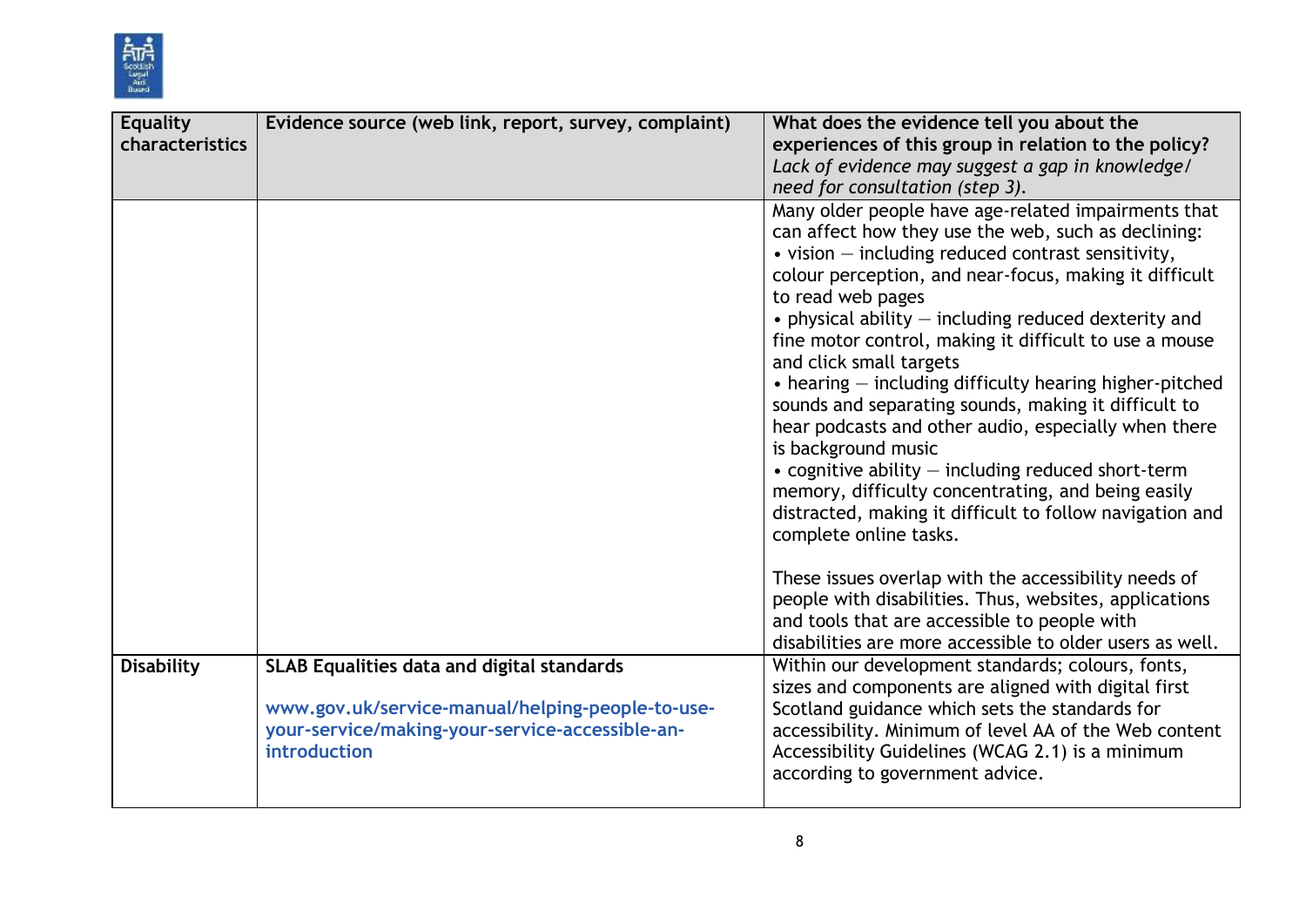| Equality characteristics | Evidence source (web link, report, survey, complaint) | What does the evidence tell you about the experiences of this group in relation to the policy? *Lack of evidence may suggest a gap in knowledge/ need for consultation (step 3).* |
|---|---|---|
| | | Many older people have age-related impairments that can affect how they use the web, such as declining:<br>• vision – including reduced contrast sensitivity, colour perception, and near-focus, making it difficult to read web pages<br>• physical ability – including reduced dexterity and fine motor control, making it difficult to use a mouse and click small targets<br>• hearing – including difficulty hearing higher-pitched sounds and separating sounds, making it difficult to hear podcasts and other audio, especially when there is background music<br>• cognitive ability – including reduced short-term memory, difficulty concentrating, and being easily distracted, making it difficult to follow navigation and complete online tasks.<br><br>These issues overlap with the accessibility needs of people with disabilities. Thus, websites, applications and tools that are accessible to people with disabilities are more accessible to older users as well. |
| **Disability** | **SLAB Equalities data and digital standards**<br><br>www.gov.uk/service-manual/helping-people-to-use-your-service/making-your-service-accessible-an-introduction | Within our development standards; colours, fonts, sizes and components are aligned with digital first Scotland guidance which sets the standards for accessibility. Minimum of level AA of the Web content Accessibility Guidelines (WCAG 2.1) is a minimum according to government advice. |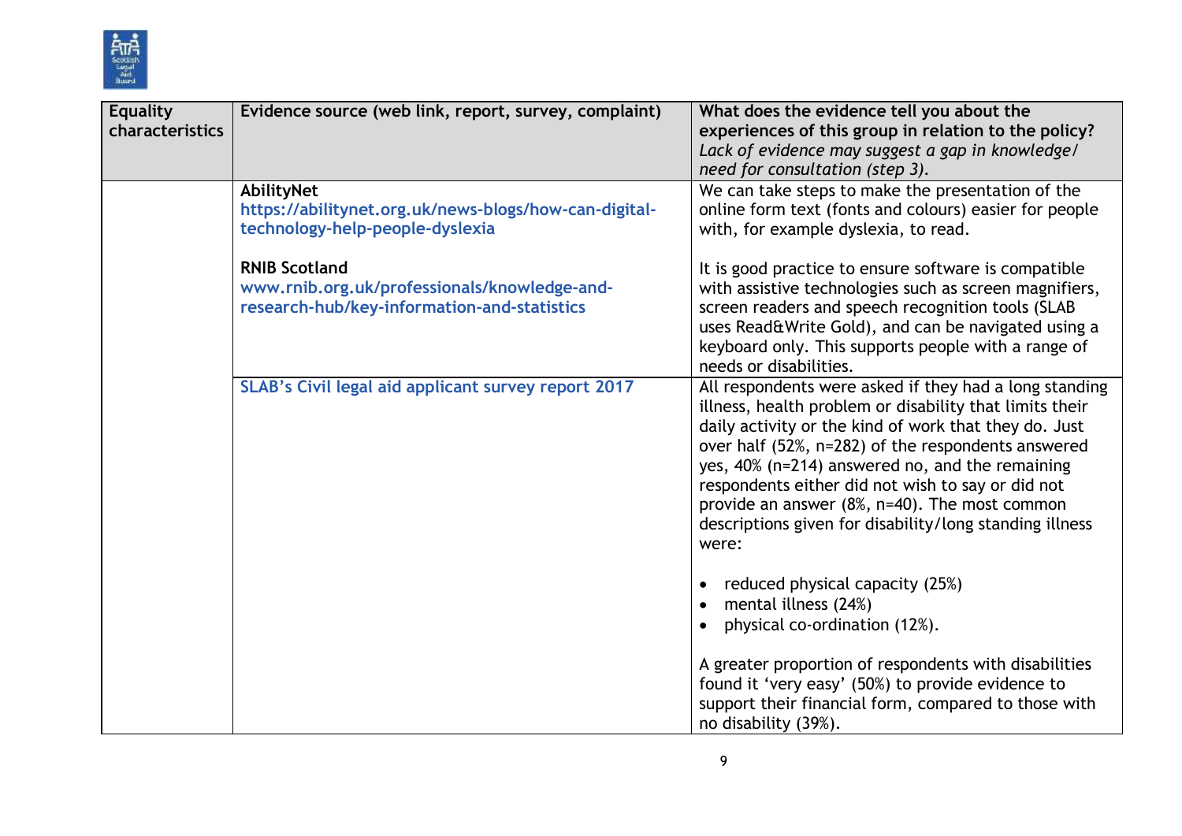| Equality characteristics | Evidence source (web link, report, survey, complaint) | What does the evidence tell you about the experiences of this group in relation to the policy? *Lack of evidence may suggest a gap in knowledge/ need for consultation (step 3).* |
|---|---|---|
| | **AbilityNet**<br>https://abilitynet.org.uk/news-blogs/how-can-digital-technology-help-people-dyslexia<br><br>**RNIB Scotland**<br>www.rnib.org.uk/professionals/knowledge-and-research-hub/key-information-and-statistics | We can take steps to make the presentation of the online form text (fonts and colours) easier for people with, for example dyslexia, to read.<br><br>It is good practice to ensure software is compatible with assistive technologies such as screen magnifiers, screen readers and speech recognition tools (SLAB uses Read&Write Gold), and can be navigated using a keyboard only. This supports people with a range of needs or disabilities. |
| | SLAB's Civil legal aid applicant survey report 2017 | All respondents were asked if they had a long standing illness, health problem or disability that limits their daily activity or the kind of work that they do. Just over half (52%, n=282) of the respondents answered yes, 40% (n=214) answered no, and the remaining respondents either did not wish to say or did not provide an answer (8%, n=40). The most common descriptions given for disability/long standing illness were:<br><br>• reduced physical capacity (25%)<br>• mental illness (24%)<br>• physical co-ordination (12%).<br><br>A greater proportion of respondents with disabilities found it 'very easy' (50%) to provide evidence to support their financial form, compared to those with no disability (39%). |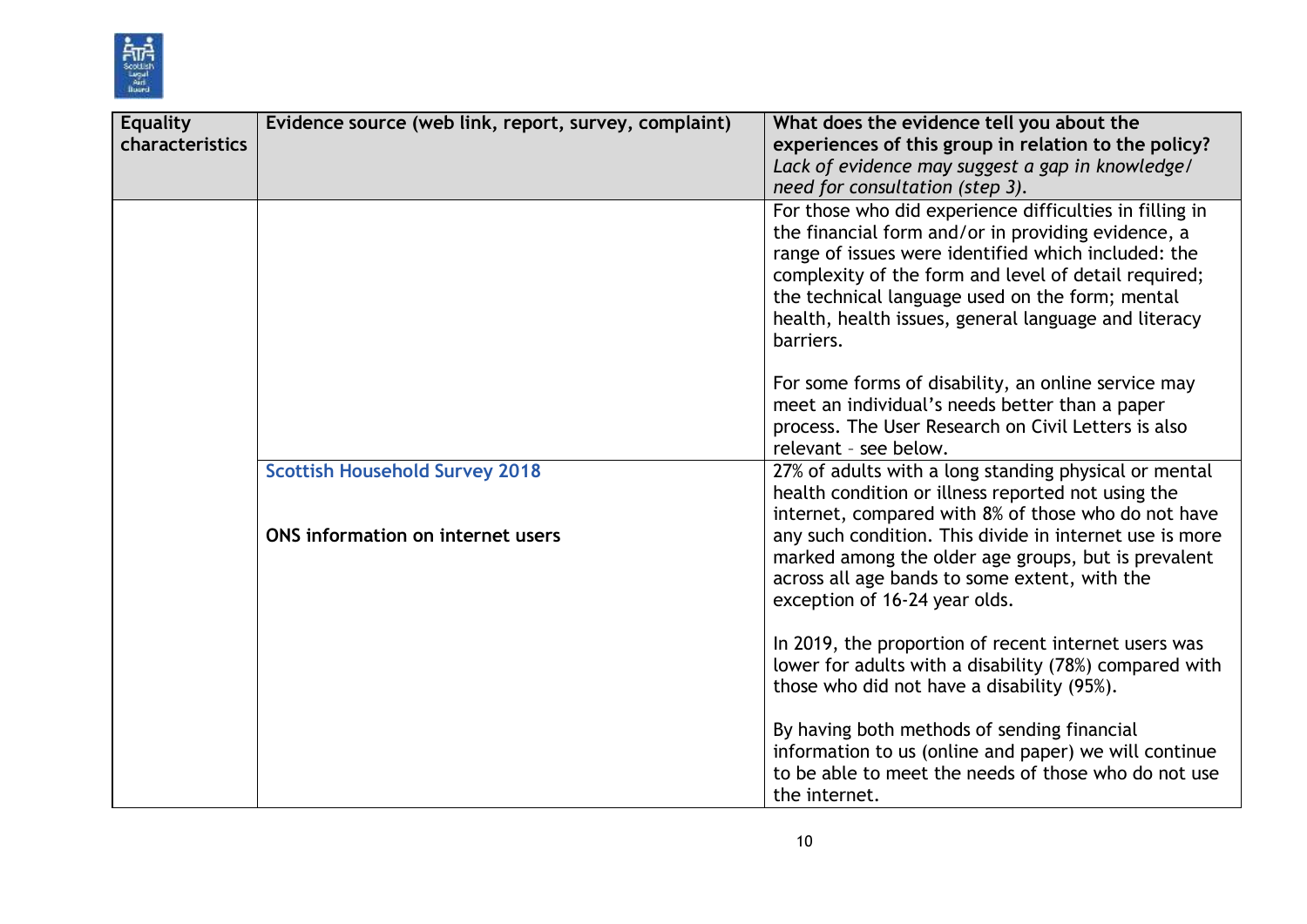| Equality characteristics | Evidence source (web link, report, survey, complaint) | What does the evidence tell you about the experiences of this group in relation to the policy? *Lack of evidence may suggest a gap in knowledge/ need for consultation (step 3).* |
|---|---|---|
| | | For those who did experience difficulties in filling in the financial form and/or in providing evidence, a range of issues were identified which included: the complexity of the form and level of detail required; the technical language used on the form; mental health, health issues, general language and literacy barriers.<br><br>For some forms of disability, an online service may meet an individual's needs better than a paper process. The User Research on Civil Letters is also relevant – see below. |
| | Scottish Household Survey 2018<br><br>**ONS information on internet users** | 27% of adults with a long standing physical or mental health condition or illness reported not using the internet, compared with 8% of those who do not have any such condition. This divide in internet use is more marked among the older age groups, but is prevalent across all age bands to some extent, with the exception of 16-24 year olds.<br><br>In 2019, the proportion of recent internet users was lower for adults with a disability (78%) compared with those who did not have a disability (95%).<br><br>By having both methods of sending financial information to us (online and paper) we will continue to be able to meet the needs of those who do not use the internet. |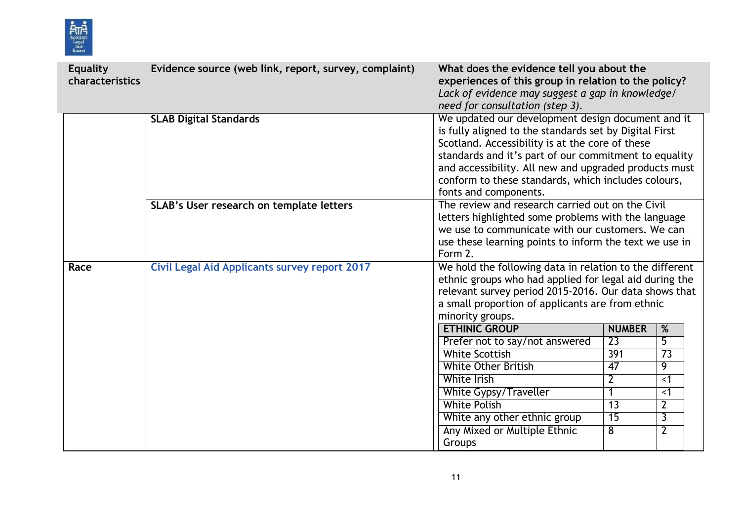| Equality characteristics | Evidence source (web link, report, survey, complaint) | What does the evidence tell you about the experiences of this group in relation to the policy? *Lack of evidence may suggest a gap in knowledge/ need for consultation (step 3).* |
|---|---|---|
| | **SLAB Digital Standards** | We updated our development design document and it is fully aligned to the standards set by Digital First Scotland. Accessibility is at the core of these standards and it's part of our commitment to equality and accessibility. All new and upgraded products must conform to these standards, which includes colours, fonts and components. |
| | **SLAB's User research on template letters** | The review and research carried out on the Civil letters highlighted some problems with the language we use to communicate with our customers. We can use these learning points to inform the text we use in Form 2. |
| **Race** | **Civil Legal Aid Applicants survey report 2017** | We hold the following data in relation to the different ethnic groups who had applied for legal aid during the relevant survey period 2015-2016. Our data shows that a small proportion of applicants are from ethnic minority groups. |

| ETHNIC GROUP | NUMBER | % |
|---|---|---|
| Prefer not to say/not answered | 23 | 5 |
| White Scottish | 391 | 73 |
| White Other British | 47 | 9 |
| White Irish | 2 | <1 |
| White Gypsy/Traveller | 1 | <1 |
| White Polish | 13 | 2 |
| White any other ethnic group | 15 | 3 |
| Any Mixed or Multiple Ethnic Groups | 8 | 2 |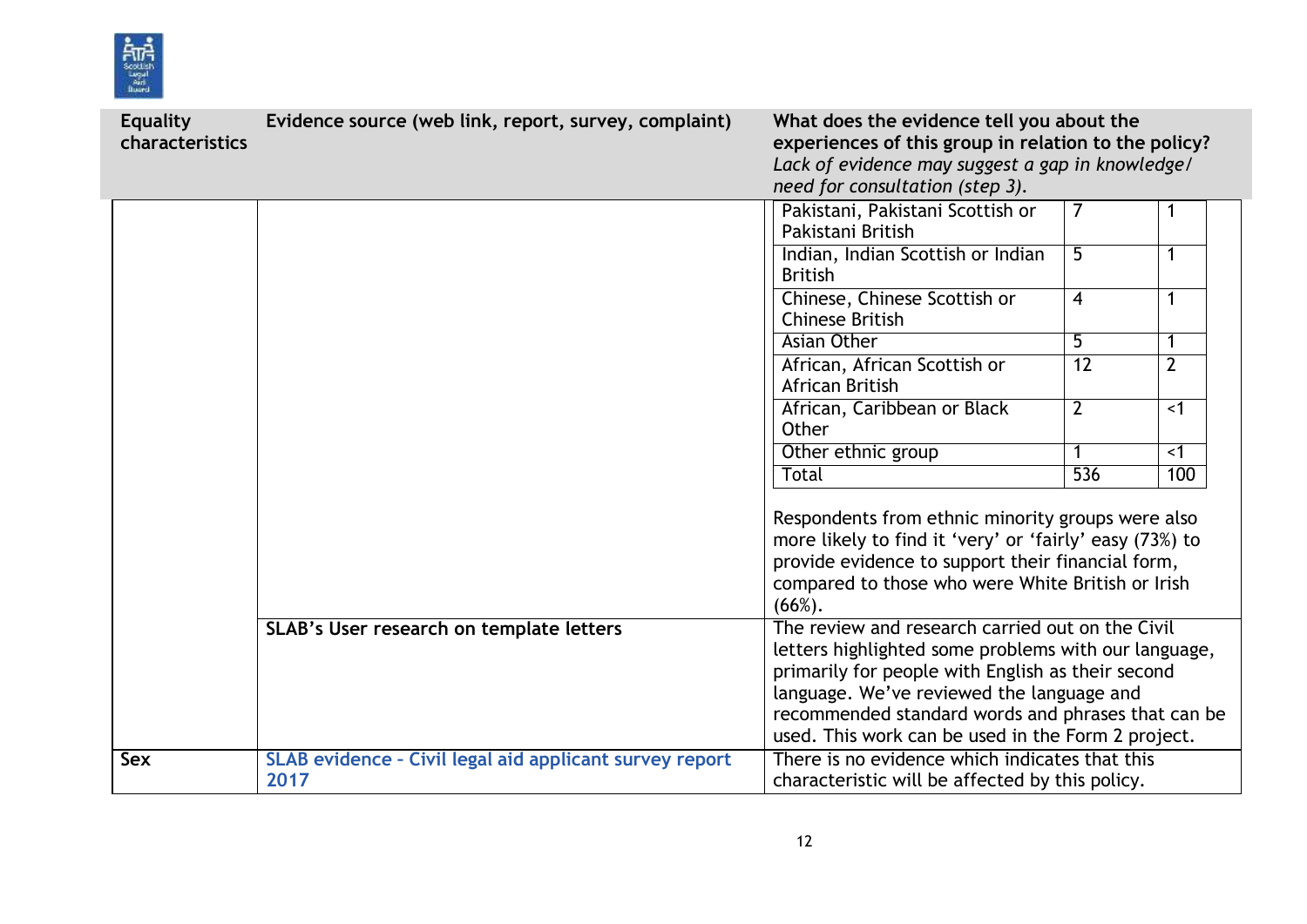| Equality characteristics | Evidence source (web link, report, survey, complaint) | What does the evidence tell you about the experiences of this group in relation to the policy? *Lack of evidence may suggest a gap in knowledge/ need for consultation (step 3).* |
|---|---|---|
| | | |

| Ethnic group | Number | % |
|---|---|---|
| Pakistani, Pakistani Scottish or Pakistani British | 7 | 1 |
| Indian, Indian Scottish or Indian British | 5 | 1 |
| Chinese, Chinese Scottish or Chinese British | 4 | 1 |
| Asian Other | 5 | 1 |
| African, African Scottish or African British | 12 | 2 |
| African, Caribbean or Black Other | 2 | <1 |
| Other ethnic group | 1 | <1 |
| Total | 536 | 100 |

Respondents from ethnic minority groups were also more likely to find it 'very' or 'fairly' easy (73%) to provide evidence to support their financial form, compared to those who were White British or Irish (66%).

| Equality characteristics | Evidence source (web link, report, survey, complaint) | What does the evidence tell you about the experiences of this group in relation to the policy? |
|---|---|---|
| | **SLAB's User research on template letters** | The review and research carried out on the Civil letters highlighted some problems with our language, primarily for people with English as their second language. We've reviewed the language and recommended standard words and phrases that can be used. This work can be used in the Form 2 project. |
| **Sex** | **SLAB evidence - Civil legal aid applicant survey report 2017** | There is no evidence which indicates that this characteristic will be affected by this policy. |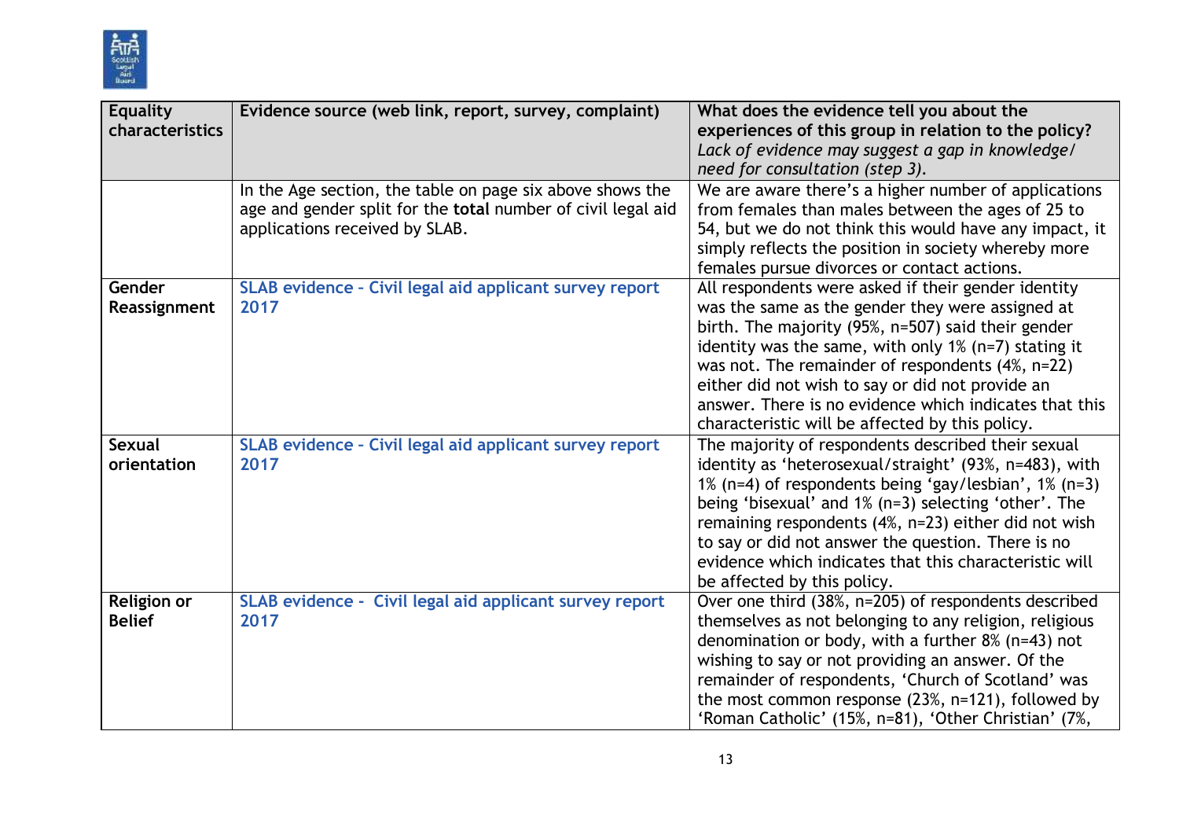| Equality characteristics | Evidence source (web link, report, survey, complaint) | What does the evidence tell you about the experiences of this group in relation to the policy? *Lack of evidence may suggest a gap in knowledge/ need for consultation (step 3).* |
|---|---|---|
| | In the Age section, the table on page six above shows the age and gender split for the **total** number of civil legal aid applications received by SLAB. | We are aware there's a higher number of applications from females than males between the ages of 25 to 54, but we do not think this would have any impact, it simply reflects the position in society whereby more females pursue divorces or contact actions. |
| **Gender Reassignment** | SLAB evidence - Civil legal aid applicant survey report 2017 | All respondents were asked if their gender identity was the same as the gender they were assigned at birth. The majority (95%, n=507) said their gender identity was the same, with only 1% (n=7) stating it was not. The remainder of respondents (4%, n=22) either did not wish to say or did not provide an answer. There is no evidence which indicates that this characteristic will be affected by this policy. |
| **Sexual orientation** | SLAB evidence - Civil legal aid applicant survey report 2017 | The majority of respondents described their sexual identity as 'heterosexual/straight' (93%, n=483), with 1% (n=4) of respondents being 'gay/lesbian', 1% (n=3) being 'bisexual' and 1% (n=3) selecting 'other'. The remaining respondents (4%, n=23) either did not wish to say or did not answer the question. There is no evidence which indicates that this characteristic will be affected by this policy. |
| **Religion or Belief** | SLAB evidence - Civil legal aid applicant survey report 2017 | Over one third (38%, n=205) of respondents described themselves as not belonging to any religion, religious denomination or body, with a further 8% (n=43) not wishing to say or not providing an answer. Of the remainder of respondents, 'Church of Scotland' was the most common response (23%, n=121), followed by 'Roman Catholic' (15%, n=81), 'Other Christian' (7%, |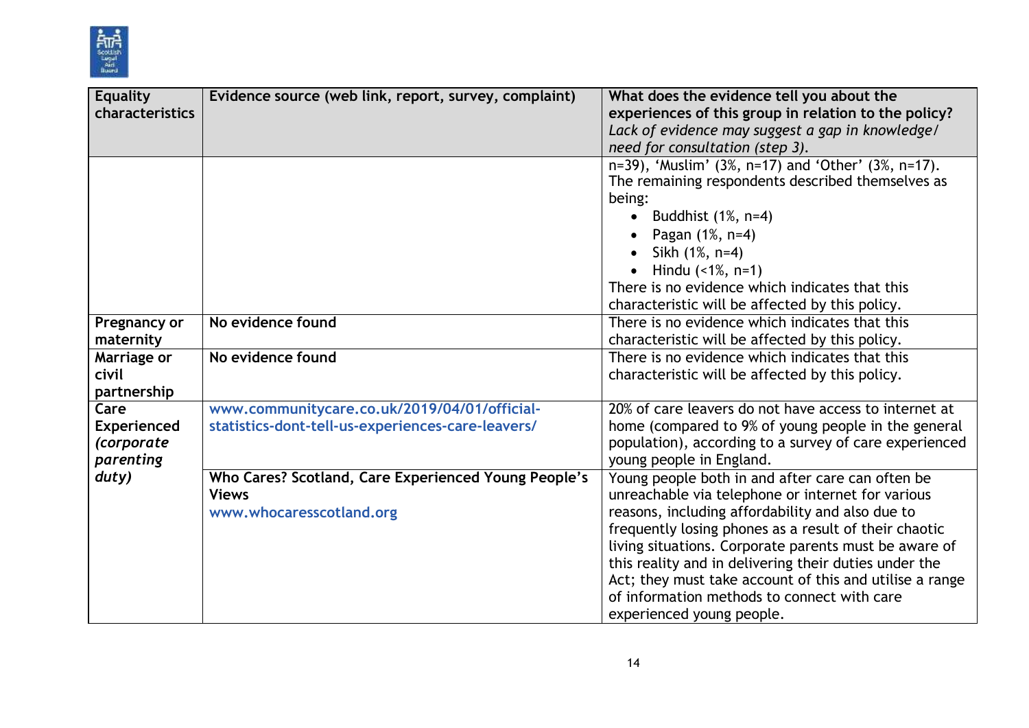| Equality characteristics | Evidence source (web link, report, survey, complaint) | What does the evidence tell you about the experiences of this group in relation to the policy? *Lack of evidence may suggest a gap in knowledge/ need for consultation (step 3).* |
|---|---|---|
| | | n=39), 'Muslim' (3%, n=17) and 'Other' (3%, n=17). The remaining respondents described themselves as being:<br>• Buddhist (1%, n=4)<br>• Pagan (1%, n=4)<br>• Sikh (1%, n=4)<br>• Hindu (<1%, n=1)<br>There is no evidence which indicates that this characteristic will be affected by this policy. |
| **Pregnancy or maternity** | **No evidence found** | There is no evidence which indicates that this characteristic will be affected by this policy. |
| **Marriage or civil partnership** | **No evidence found** | There is no evidence which indicates that this characteristic will be affected by this policy. |
| **Care Experienced *(corporate parenting duty)*** | **www.communitycare.co.uk/2019/04/01/official-statistics-dont-tell-us-experiences-care-leavers/** | 20% of care leavers do not have access to internet at home (compared to 9% of young people in the general population), according to a survey of care experienced young people in England. |
| | **Who Cares? Scotland, Care Experienced Young People's Views**<br>**www.whocaresscotland.org** | Young people both in and after care can often be unreachable via telephone or internet for various reasons, including affordability and also due to frequently losing phones as a result of their chaotic living situations. Corporate parents must be aware of this reality and in delivering their duties under the Act; they must take account of this and utilise a range of information methods to connect with care experienced young people. |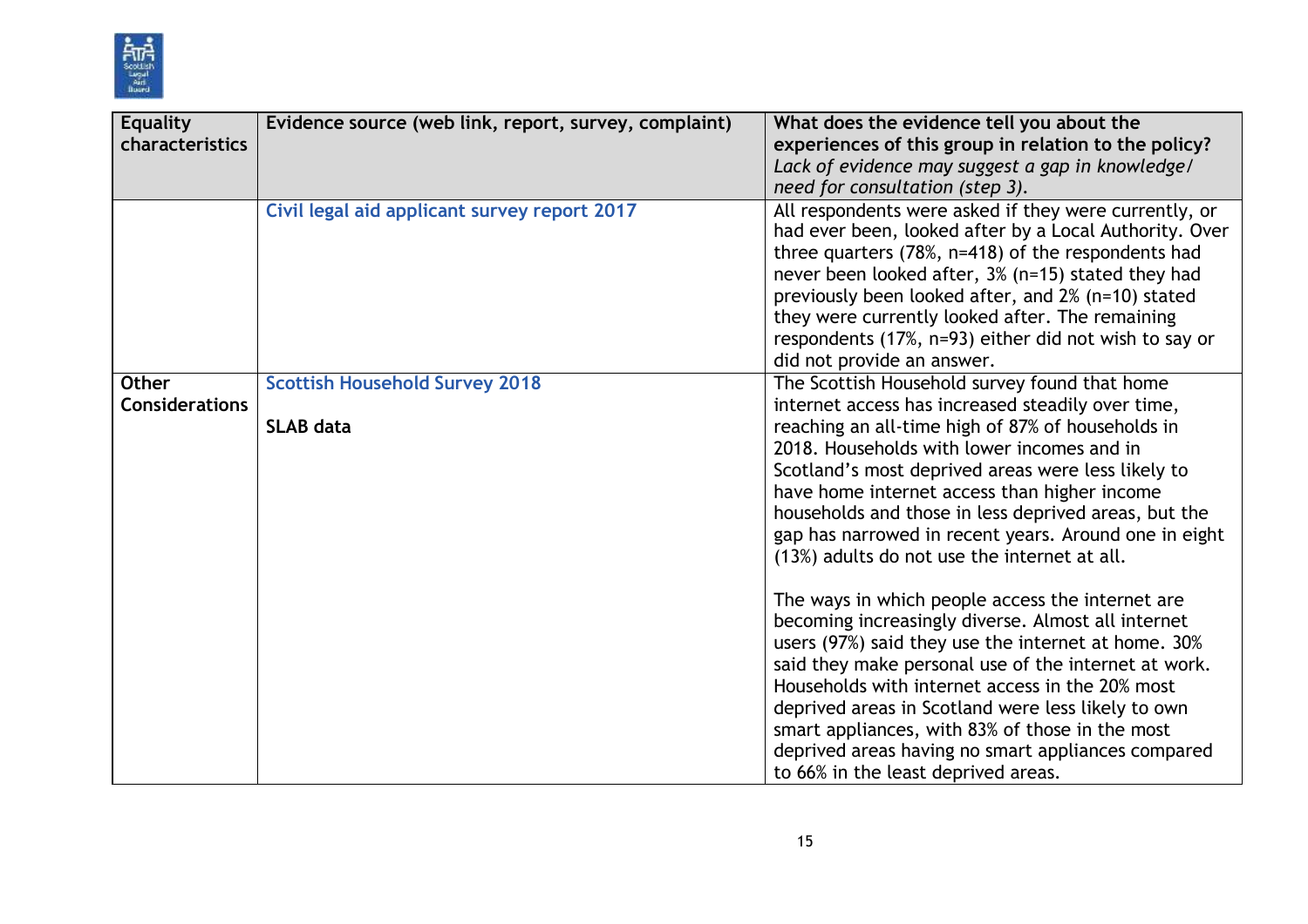| Equality characteristics | Evidence source (web link, report, survey, complaint) | What does the evidence tell you about the experiences of this group in relation to the policy? *Lack of evidence may suggest a gap in knowledge/ need for consultation (step 3).* |
|---|---|---|
| | Civil legal aid applicant survey report 2017 | All respondents were asked if they were currently, or had ever been, looked after by a Local Authority. Over three quarters (78%, n=418) of the respondents had never been looked after, 3% (n=15) stated they had previously been looked after, and 2% (n=10) stated they were currently looked after. The remaining respondents (17%, n=93) either did not wish to say or did not provide an answer. |
| **Other Considerations** | Scottish Household Survey 2018<br><br>**SLAB data** | The Scottish Household survey found that home internet access has increased steadily over time, reaching an all-time high of 87% of households in 2018. Households with lower incomes and in Scotland's most deprived areas were less likely to have home internet access than higher income households and those in less deprived areas, but the gap has narrowed in recent years. Around one in eight (13%) adults do not use the internet at all.<br><br>The ways in which people access the internet are becoming increasingly diverse. Almost all internet users (97%) said they use the internet at home. 30% said they make personal use of the internet at work. Households with internet access in the 20% most deprived areas in Scotland were less likely to own smart appliances, with 83% of those in the most deprived areas having no smart appliances compared to 66% in the least deprived areas. |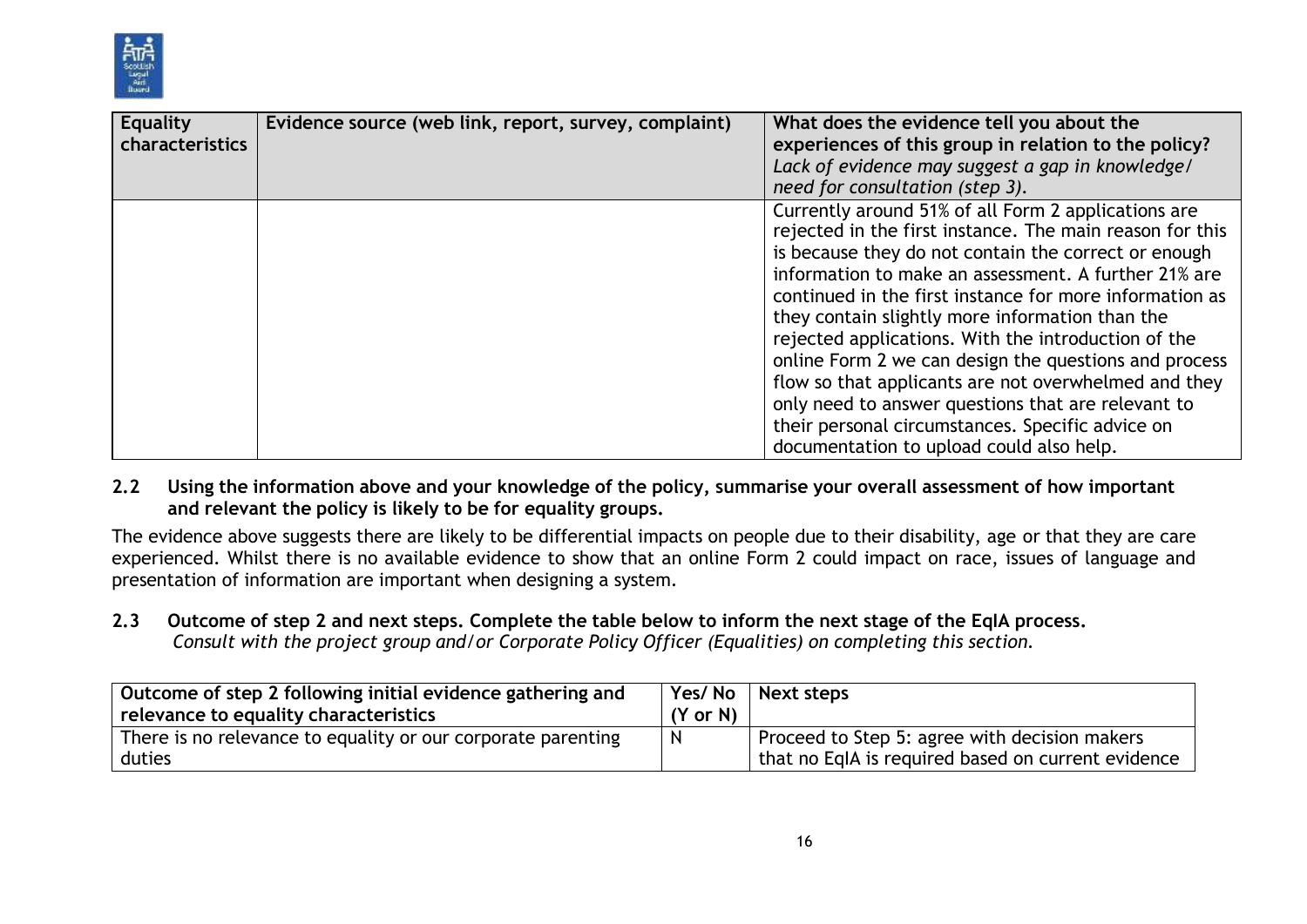| Equality characteristics | Evidence source (web link, report, survey, complaint) | What does the evidence tell you about the experiences of this group in relation to the policy? *Lack of evidence may suggest a gap in knowledge/ need for consultation (step 3).* |
|---|---|---|
| | | Currently around 51% of all Form 2 applications are rejected in the first instance. The main reason for this is because they do not contain the correct or enough information to make an assessment. A further 21% are continued in the first instance for more information as they contain slightly more information than the rejected applications. With the introduction of the online Form 2 we can design the questions and process flow so that applicants are not overwhelmed and they only need to answer questions that are relevant to their personal circumstances. Specific advice on documentation to upload could also help. |

**2.2 Using the information above and your knowledge of the policy, summarise your overall assessment of how important and relevant the policy is likely to be for equality groups.**

The evidence above suggests there are likely to be differential impacts on people due to their disability, age or that they are care experienced. Whilst there is no available evidence to show that an online Form 2 could impact on race, issues of language and presentation of information are important when designing a system.

**2.3 Outcome of step 2 and next steps. Complete the table below to inform the next stage of the EqIA process.**
*Consult with the project group and/or Corporate Policy Officer (Equalities) on completing this section.*

| Outcome of step 2 following initial evidence gathering and relevance to equality characteristics | Yes/ No (Y or N) | Next steps |
|---|---|---|
| There is no relevance to equality or our corporate parenting duties | N | Proceed to Step 5: agree with decision makers that no EqIA is required based on current evidence |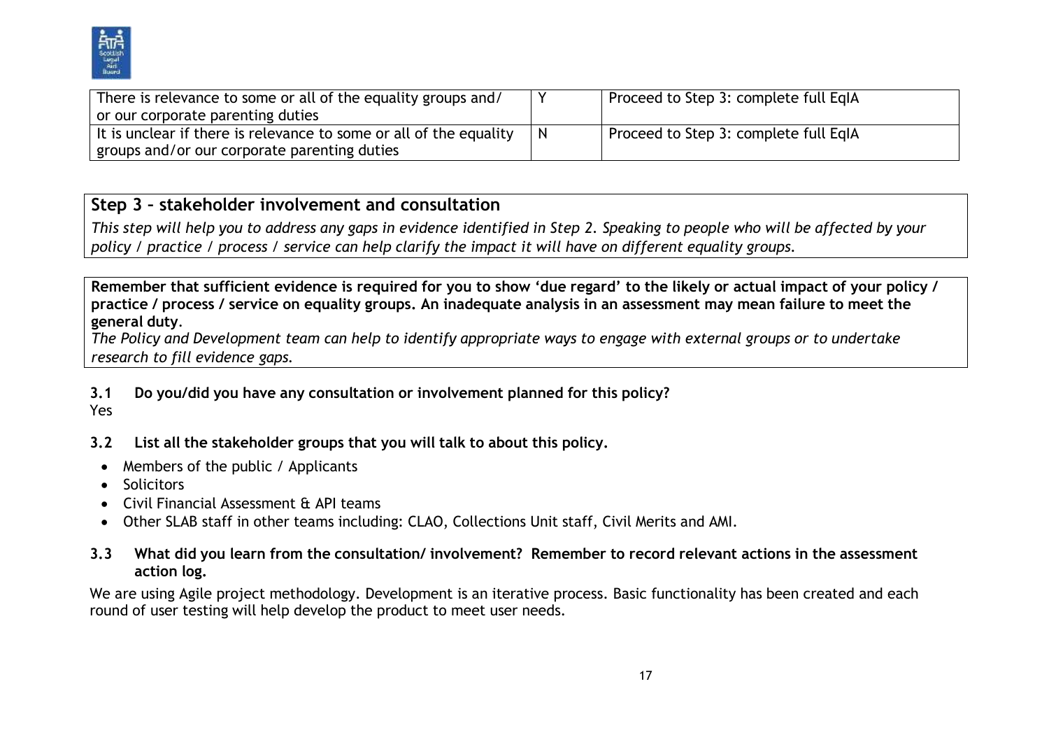| | | |
|---|---|---|
| There is relevance to some or all of the equality groups and/ or our corporate parenting duties | Y | Proceed to Step 3: complete full EqIA |
| It is unclear if there is relevance to some or all of the equality groups and/or our corporate parenting duties | N | Proceed to Step 3: complete full EqIA |

## Step 3 – stakeholder involvement and consultation

*This step will help you to address any gaps in evidence identified in Step 2. Speaking to people who will be affected by your policy / practice / process / service can help clarify the impact it will have on different equality groups.*

**Remember that sufficient evidence is required for you to show 'due regard' to the likely or actual impact of your policy / practice / process / service on equality groups. An inadequate analysis in an assessment may mean failure to meet the general duty.**

*The Policy and Development team can help to identify appropriate ways to engage with external groups or to undertake research to fill evidence gaps.*

**3.1 Do you/did you have any consultation or involvement planned for this policy?**

Yes

**3.2 List all the stakeholder groups that you will talk to about this policy.**

- Members of the public / Applicants
- Solicitors
- Civil Financial Assessment & API teams
- Other SLAB staff in other teams including: CLAO, Collections Unit staff, Civil Merits and AMI.

**3.3 What did you learn from the consultation/ involvement? Remember to record relevant actions in the assessment action log.**

We are using Agile project methodology. Development is an iterative process. Basic functionality has been created and each round of user testing will help develop the product to meet user needs.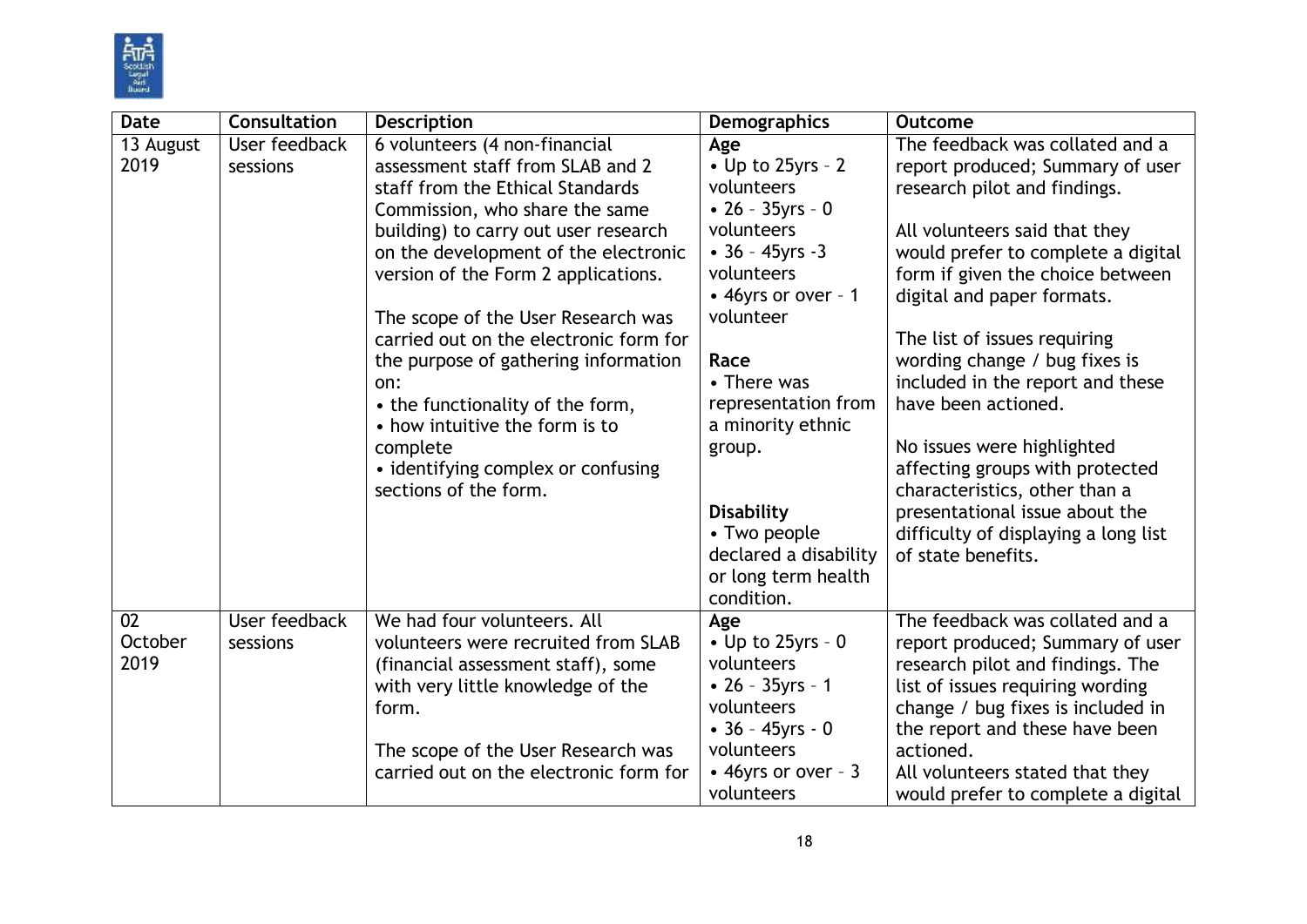| Date | Consultation | Description | Demographics | Outcome |
|---|---|---|---|---|
| 13 August 2019 | User feedback sessions | 6 volunteers (4 non-financial assessment staff from SLAB and 2 staff from the Ethical Standards Commission, who share the same building) to carry out user research on the development of the electronic version of the Form 2 applications.<br><br>The scope of the User Research was carried out on the electronic form for the purpose of gathering information on:<br>• the functionality of the form,<br>• how intuitive the form is to complete<br>• identifying complex or confusing sections of the form. | **Age**<br>• Up to 25yrs – 2 volunteers<br>• 26 – 35yrs – 0 volunteers<br>• 36 – 45yrs -3 volunteers<br>• 46yrs or over – 1 volunteer<br><br>**Race**<br>• There was representation from a minority ethnic group.<br><br>**Disability**<br>• Two people declared a disability or long term health condition. | The feedback was collated and a report produced; Summary of user research pilot and findings.<br><br>All volunteers said that they would prefer to complete a digital form if given the choice between digital and paper formats.<br><br>The list of issues requiring wording change / bug fixes is included in the report and these have been actioned.<br><br>No issues were highlighted affecting groups with protected characteristics, other than a presentational issue about the difficulty of displaying a long list of state benefits. |
| 02 October 2019 | User feedback sessions | We had four volunteers. All volunteers were recruited from SLAB (financial assessment staff), some with very little knowledge of the form.<br><br>The scope of the User Research was carried out on the electronic form for | **Age**<br>• Up to 25yrs - 0 volunteers<br>• 26 – 35yrs - 1 volunteers<br>• 36 – 45yrs - 0 volunteers<br>• 46yrs or over – 3 volunteers | The feedback was collated and a report produced; Summary of user research pilot and findings. The list of issues requiring wording change / bug fixes is included in the report and these have been actioned.<br>All volunteers stated that they would prefer to complete a digital |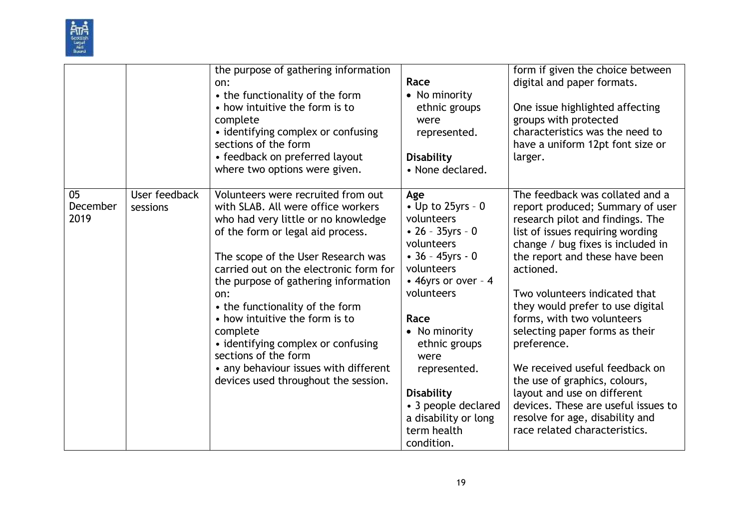| | | the purpose of gathering information on:<br>• the functionality of the form<br>• how intuitive the form is to complete<br>• identifying complex or confusing sections of the form<br>• feedback on preferred layout where two options were given. | **Race**<br>• No minority ethnic groups were represented.<br><br>**Disability**<br>• None declared. | form if given the choice between digital and paper formats.<br><br>One issue highlighted affecting groups with protected characteristics was the need to have a uniform 12pt font size or larger. |
|---|---|---|---|---|
| 05 December 2019 | User feedback sessions | Volunteers were recruited from out with SLAB. All were office workers who had very little or no knowledge of the form or legal aid process.<br><br>The scope of the User Research was carried out on the electronic form for the purpose of gathering information on:<br>• the functionality of the form<br>• how intuitive the form is to complete<br>• identifying complex or confusing sections of the form<br>• any behaviour issues with different devices used throughout the session. | **Age**<br>• Up to 25yrs – 0 volunteers<br>• 26 – 35yrs – 0 volunteers<br>• 36 – 45yrs - 0 volunteers<br>• 46yrs or over – 4 volunteers<br><br>**Race**<br>• No minority ethnic groups were represented.<br><br>**Disability**<br>• 3 people declared a disability or long term health condition. | The feedback was collated and a report produced; Summary of user research pilot and findings. The list of issues requiring wording change / bug fixes is included in the report and these have been actioned.<br><br>Two volunteers indicated that they would prefer to use digital forms, with two volunteers selecting paper forms as their preference.<br><br>We received useful feedback on the use of graphics, colours, layout and use on different devices. These are useful issues to resolve for age, disability and race related characteristics. |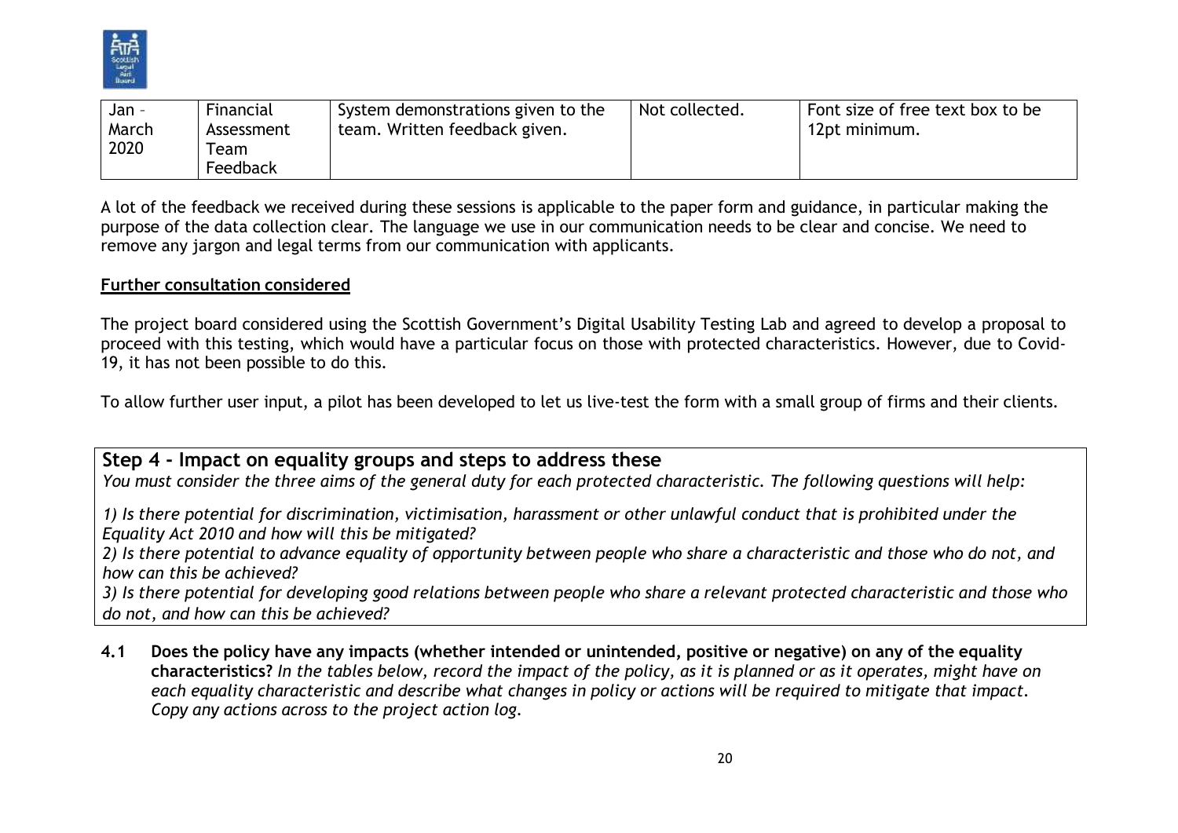| Jan – March 2020 | Financial Assessment Team Feedback | System demonstrations given to the team. Written feedback given. | Not collected. | Font size of free text box to be 12pt minimum. |
|---|---|---|---|---|

A lot of the feedback we received during these sessions is applicable to the paper form and guidance, in particular making the purpose of the data collection clear. The language we use in our communication needs to be clear and concise. We need to remove any jargon and legal terms from our communication with applicants.

**Further consultation considered**

The project board considered using the Scottish Government's Digital Usability Testing Lab and agreed to develop a proposal to proceed with this testing, which would have a particular focus on those with protected characteristics. However, due to Covid-19, it has not been possible to do this.

To allow further user input, a pilot has been developed to let us live-test the form with a small group of firms and their clients.

## Step 4 - Impact on equality groups and steps to address these

*You must consider the three aims of the general duty for each protected characteristic. The following questions will help:*

*1) Is there potential for discrimination, victimisation, harassment or other unlawful conduct that is prohibited under the Equality Act 2010 and how will this be mitigated?*

*2) Is there potential to advance equality of opportunity between people who share a characteristic and those who do not, and how can this be achieved?*

*3) Is there potential for developing good relations between people who share a relevant protected characteristic and those who do not, and how can this be achieved?*

**4.1 Does the policy have any impacts (whether intended or unintended, positive or negative) on any of the equality characteristics?** *In the tables below, record the impact of the policy, as it is planned or as it operates, might have on each equality characteristic and describe what changes in policy or actions will be required to mitigate that impact. Copy any actions across to the project action log.*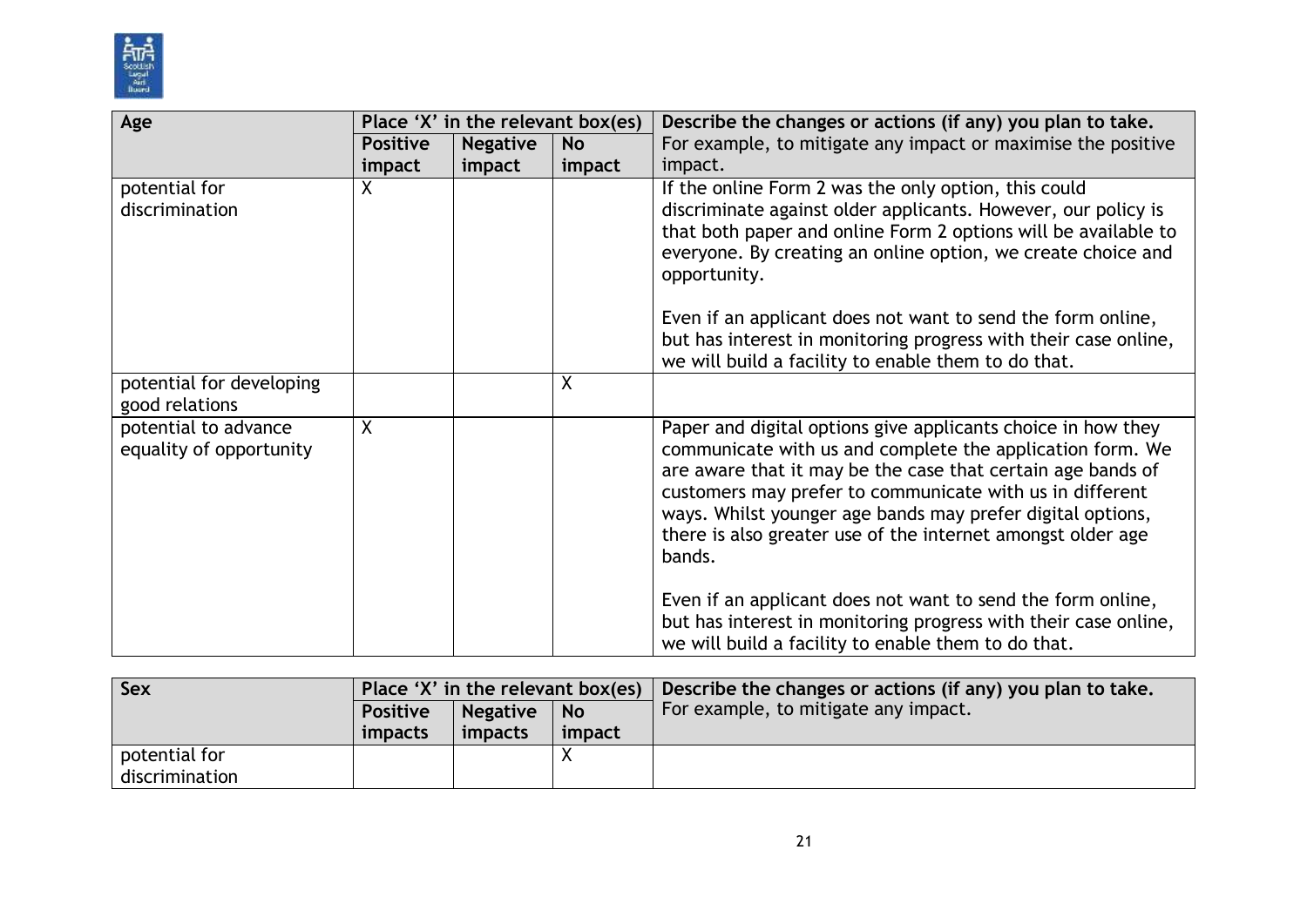| Age | Place 'X' in the relevant box(es) | | | Describe the changes or actions (if any) you plan to take. |
|---|---|---|---|---|
| | **Positive impact** | **Negative impact** | **No impact** | For example, to mitigate any impact or maximise the positive impact. |
| potential for discrimination | X | | | If the online Form 2 was the only option, this could discriminate against older applicants. However, our policy is that both paper and online Form 2 options will be available to everyone. By creating an online option, we create choice and opportunity.<br><br>Even if an applicant does not want to send the form online, but has interest in monitoring progress with their case online, we will build a facility to enable them to do that. |
| potential for developing good relations | | | X | |
| potential to advance equality of opportunity | X | | | Paper and digital options give applicants choice in how they communicate with us and complete the application form. We are aware that it may be the case that certain age bands of customers may prefer to communicate with us in different ways. Whilst younger age bands may prefer digital options, there is also greater use of the internet amongst older age bands.<br><br>Even if an applicant does not want to send the form online, but has interest in monitoring progress with their case online, we will build a facility to enable them to do that. |

| Sex | Place 'X' in the relevant box(es) | | | Describe the changes or actions (if any) you plan to take. |
|---|---|---|---|---|
| | **Positive impacts** | **Negative impacts** | **No impact** | For example, to mitigate any impact. |
| potential for discrimination | | | X | |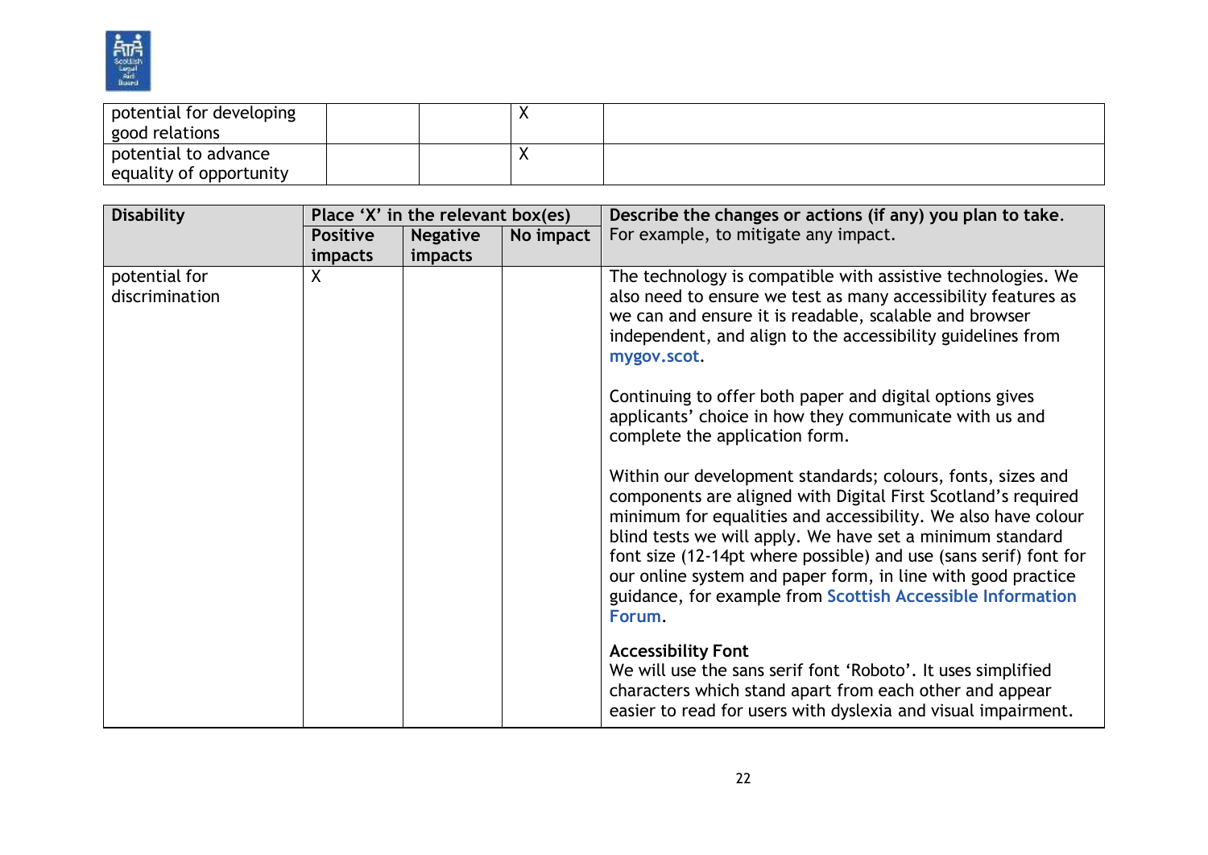| | | | | |
|---|---|---|---|---|
| potential for developing good relations | | | X | |
| potential to advance equality of opportunity | | | X | |

| Disability | Place 'X' in the relevant box(es) | | | Describe the changes or actions (if any) you plan to take. For example, to mitigate any impact. |
|---|---|---|---|---|
| | Positive impacts | Negative impacts | No impact | |
| potential for discrimination | X | | | The technology is compatible with assistive technologies. We also need to ensure we test as many accessibility features as we can and ensure it is readable, scalable and browser independent, and align to the accessibility guidelines from mygov.scot.<br><br>Continuing to offer both paper and digital options gives applicants' choice in how they communicate with us and complete the application form.<br><br>Within our development standards; colours, fonts, sizes and components are aligned with Digital First Scotland's required minimum for equalities and accessibility. We also have colour blind tests we will apply. We have set a minimum standard font size (12-14pt where possible) and use (sans serif) font for our online system and paper form, in line with good practice guidance, for example from Scottish Accessible Information Forum.<br><br>**Accessibility Font**<br>We will use the sans serif font 'Roboto'. It uses simplified characters which stand apart from each other and appear easier to read for users with dyslexia and visual impairment. |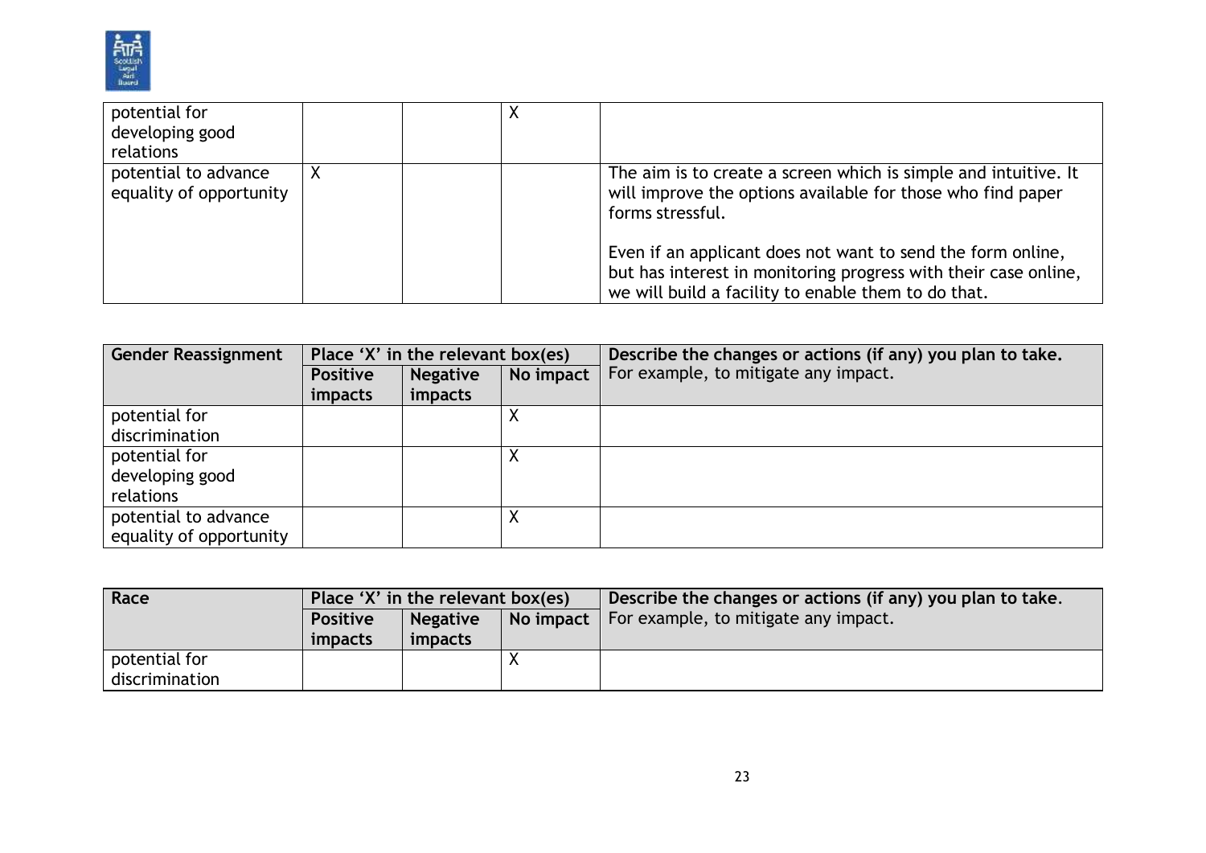| | | | | |
|---|---|---|---|---|
| potential for developing good relations | | | X | |
| potential to advance equality of opportunity | X | | | The aim is to create a screen which is simple and intuitive. It will improve the options available for those who find paper forms stressful.<br><br>Even if an applicant does not want to send the form online, but has interest in monitoring progress with their case online, we will build a facility to enable them to do that. |

| Gender Reassignment | Place 'X' in the relevant box(es) | | | Describe the changes or actions (if any) you plan to take. For example, to mitigate any impact. |
|---|---|---|---|---|
| | **Positive impacts** | **Negative impacts** | **No impact** | |
| potential for discrimination | | | X | |
| potential for developing good relations | | | X | |
| potential to advance equality of opportunity | | | X | |

| Race | Place 'X' in the relevant box(es) | | | Describe the changes or actions (if any) you plan to take. For example, to mitigate any impact. |
|---|---|---|---|---|
| | **Positive impacts** | **Negative impacts** | **No impact** | |
| potential for discrimination | | | X | |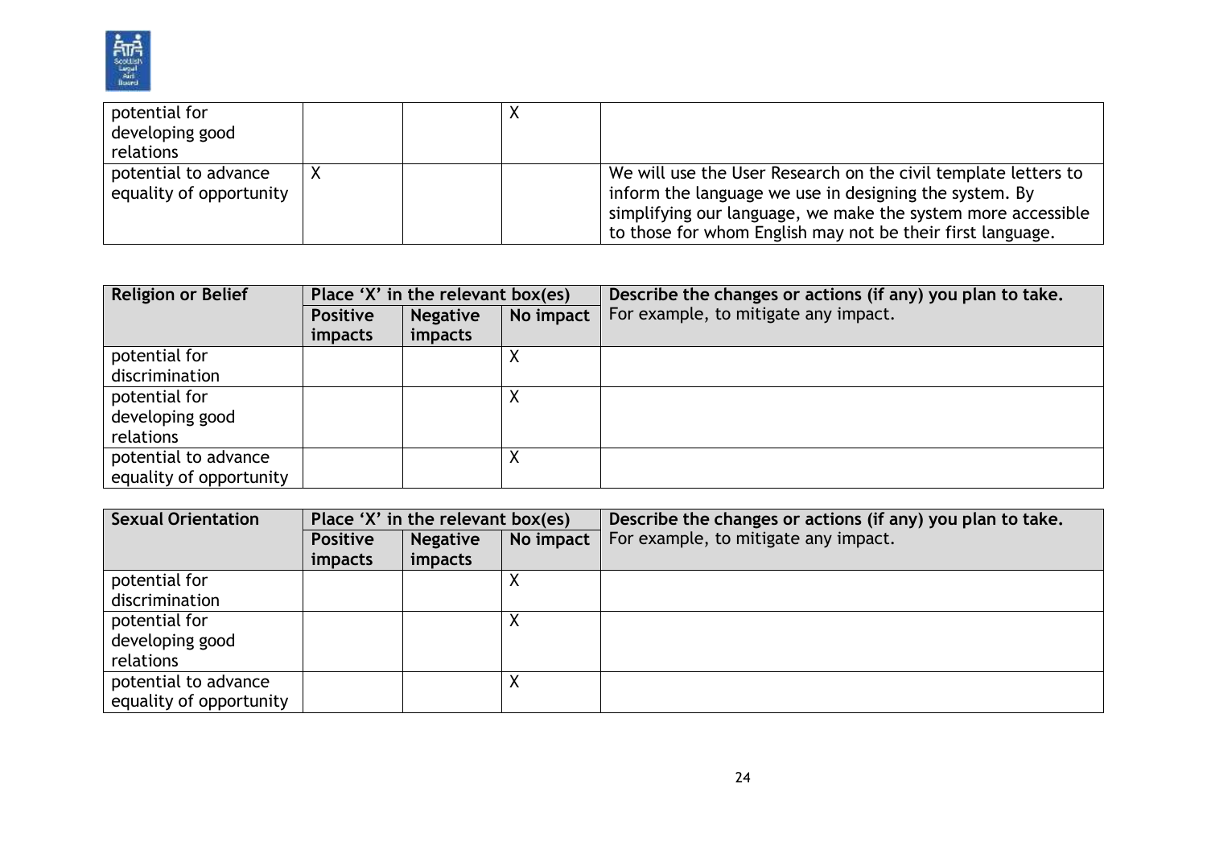| | | | | |
|---|---|---|---|---|
| potential for developing good relations | | | X | |
| potential to advance equality of opportunity | X | | | We will use the User Research on the civil template letters to inform the language we use in designing the system. By simplifying our language, we make the system more accessible to those for whom English may not be their first language. |

| **Religion or Belief** | **Place 'X' in the relevant box(es)** | | | **Describe the changes or actions (if any) you plan to take.** |
|---|---|---|---|---|
| | **Positive impacts** | **Negative impacts** | **No impact** | For example, to mitigate any impact. |
| potential for discrimination | | | X | |
| potential for developing good relations | | | X | |
| potential to advance equality of opportunity | | | X | |

| **Sexual Orientation** | **Place 'X' in the relevant box(es)** | | | **Describe the changes or actions (if any) you plan to take.** |
|---|---|---|---|---|
| | **Positive impacts** | **Negative impacts** | **No impact** | For example, to mitigate any impact. |
| potential for discrimination | | | X | |
| potential for developing good relations | | | X | |
| potential to advance equality of opportunity | | | X | |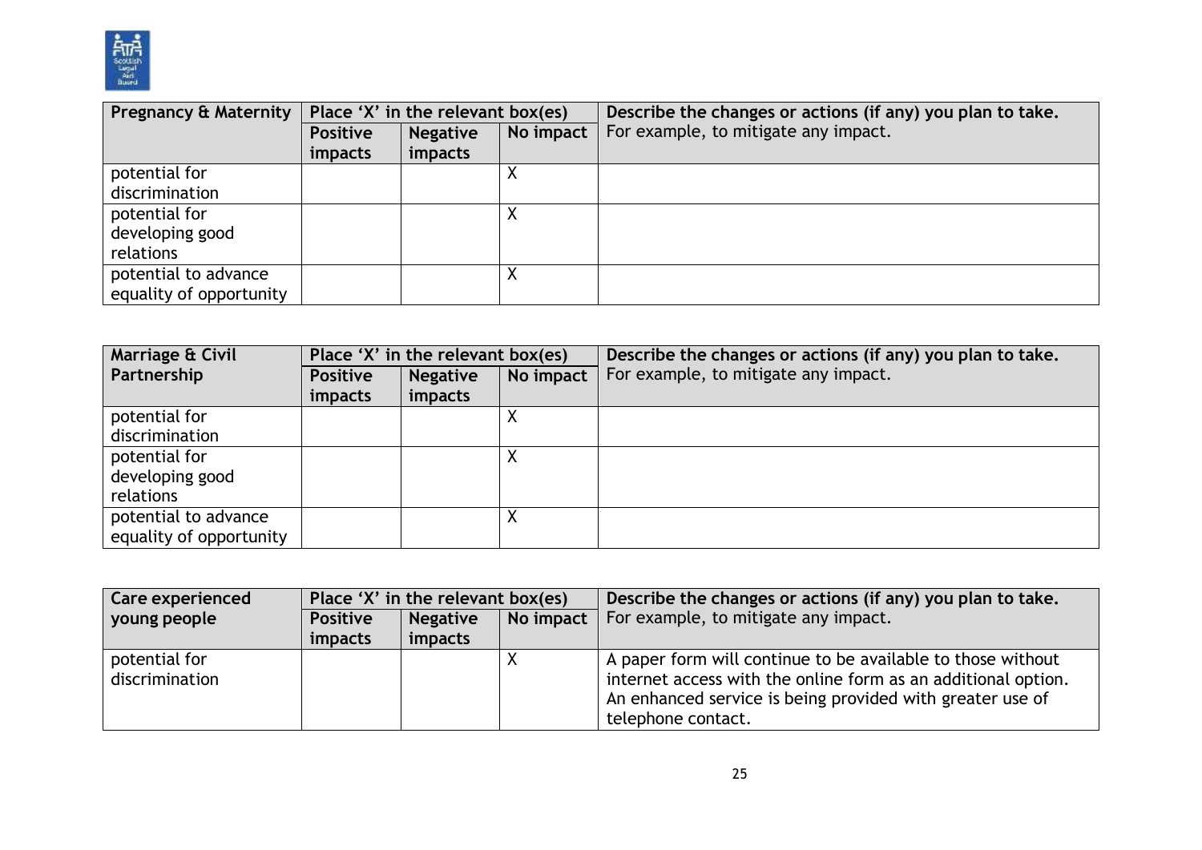| Pregnancy & Maternity | Place 'X' in the relevant box(es) | | | Describe the changes or actions (if any) you plan to take. |
|---|---|---|---|---|
| | Positive impacts | Negative impacts | No impact | For example, to mitigate any impact. |
| potential for discrimination | | | X | |
| potential for developing good relations | | | X | |
| potential to advance equality of opportunity | | | X | |

| Marriage & Civil Partnership | Place 'X' in the relevant box(es) | | | Describe the changes or actions (if any) you plan to take. |
|---|---|---|---|---|
| | Positive impacts | Negative impacts | No impact | For example, to mitigate any impact. |
| potential for discrimination | | | X | |
| potential for developing good relations | | | X | |
| potential to advance equality of opportunity | | | X | |

| Care experienced young people | Place 'X' in the relevant box(es) | | | Describe the changes or actions (if any) you plan to take. |
|---|---|---|---|---|
| | Positive impacts | Negative impacts | No impact | For example, to mitigate any impact. |
| potential for discrimination | | | X | A paper form will continue to be available to those without internet access with the online form as an additional option. An enhanced service is being provided with greater use of telephone contact. |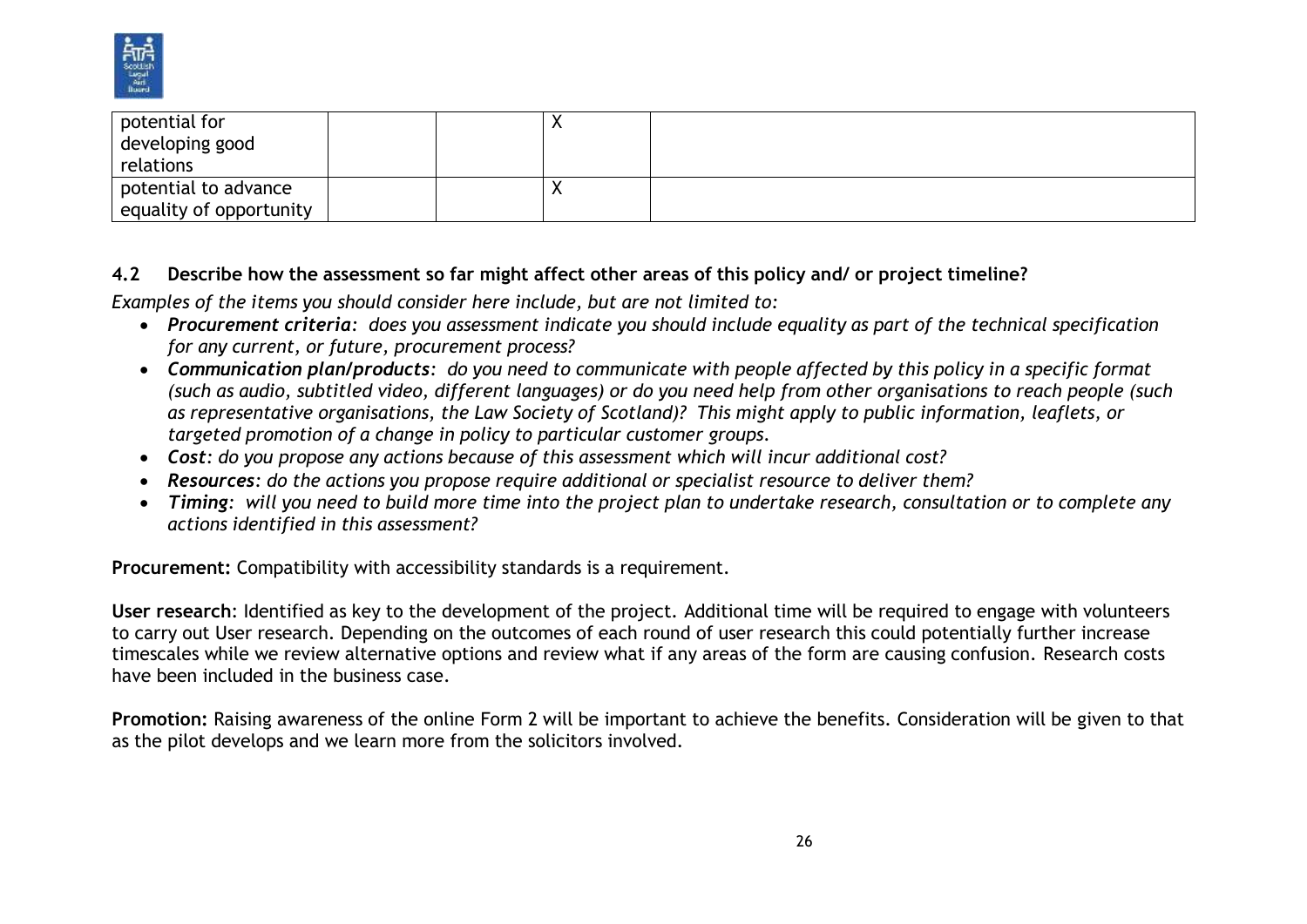| | | | | |
|---|---|---|---|---|
| potential for developing good relations | | | X | |
| potential to advance equality of opportunity | | | X | |

**4.2 Describe how the assessment so far might affect other areas of this policy and/ or project timeline?**

*Examples of the items you should consider here include, but are not limited to:*

- ***Procurement criteria**: does you assessment indicate you should include equality as part of the technical specification for any current, or future, procurement process?*
- ***Communication plan/products**: do you need to communicate with people affected by this policy in a specific format (such as audio, subtitled video, different languages) or do you need help from other organisations to reach people (such as representative organisations, the Law Society of Scotland)? This might apply to public information, leaflets, or targeted promotion of a change in policy to particular customer groups.*
- ***Cost**: do you propose any actions because of this assessment which will incur additional cost?*
- ***Resources**: do the actions you propose require additional or specialist resource to deliver them?*
- ***Timing**: will you need to build more time into the project plan to undertake research, consultation or to complete any actions identified in this assessment?*

**Procurement:** Compatibility with accessibility standards is a requirement.

**User research**: Identified as key to the development of the project. Additional time will be required to engage with volunteers to carry out User research. Depending on the outcomes of each round of user research this could potentially further increase timescales while we review alternative options and review what if any areas of the form are causing confusion. Research costs have been included in the business case.

**Promotion:** Raising awareness of the online Form 2 will be important to achieve the benefits. Consideration will be given to that as the pilot develops and we learn more from the solicitors involved.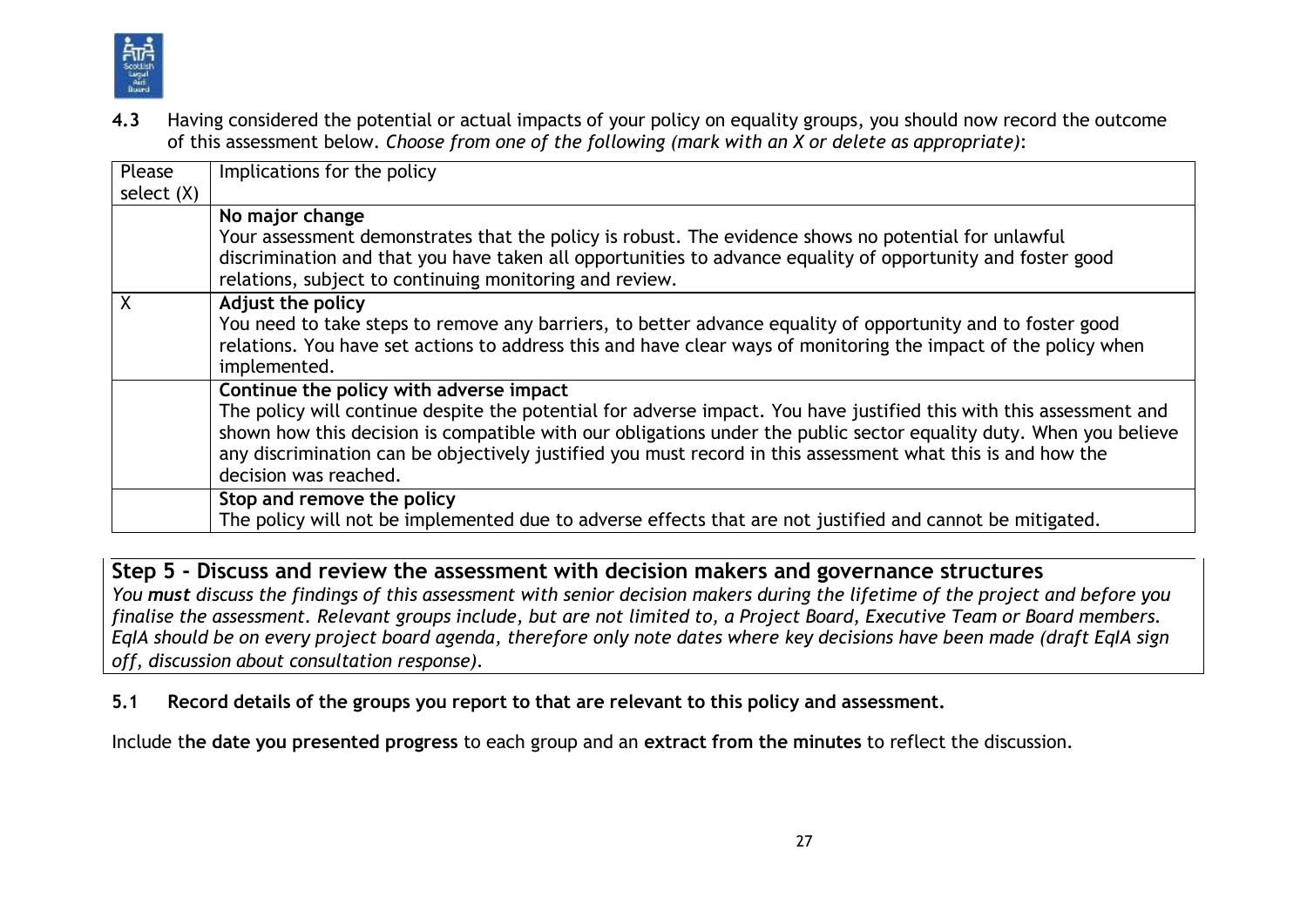**4.3** Having considered the potential or actual impacts of your policy on equality groups, you should now record the outcome of this assessment below. *Choose from one of the following (mark with an X or delete as appropriate)*:

| Please select (X) | Implications for the policy |
|---|---|
| | **No major change**<br>Your assessment demonstrates that the policy is robust. The evidence shows no potential for unlawful discrimination and that you have taken all opportunities to advance equality of opportunity and foster good relations, subject to continuing monitoring and review. |
| X | **Adjust the policy**<br>You need to take steps to remove any barriers, to better advance equality of opportunity and to foster good relations. You have set actions to address this and have clear ways of monitoring the impact of the policy when implemented. |
| | **Continue the policy with adverse impact**<br>The policy will continue despite the potential for adverse impact. You have justified this with this assessment and shown how this decision is compatible with our obligations under the public sector equality duty. When you believe any discrimination can be objectively justified you must record in this assessment what this is and how the decision was reached. |
| | **Stop and remove the policy**<br>The policy will not be implemented due to adverse effects that are not justified and cannot be mitigated. |

## Step 5 - Discuss and review the assessment with decision makers and governance structures

*You **must** discuss the findings of this assessment with senior decision makers during the lifetime of the project and before you finalise the assessment. Relevant groups include, but are not limited to, a Project Board, Executive Team or Board members. EqIA should be on every project board agenda, therefore only note dates where key decisions have been made (draft EqIA sign off, discussion about consultation response).*

**5.1 Record details of the groups you report to that are relevant to this policy and assessment.**

Include t**he date you presented progress** to each group and an **extract from the minutes** to reflect the discussion.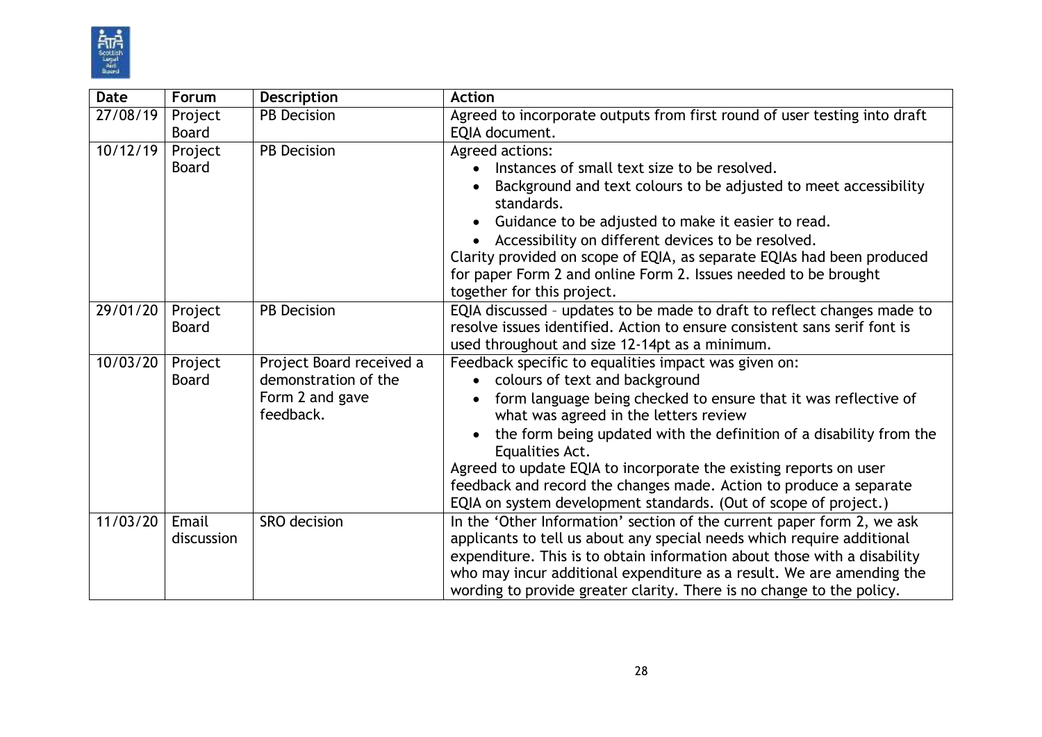| Date | Forum | Description | Action |
|---|---|---|---|
| 27/08/19 | Project Board | PB Decision | Agreed to incorporate outputs from first round of user testing into draft EQIA document. |
| 10/12/19 | Project Board | PB Decision | Agreed actions:<br>• Instances of small text size to be resolved.<br>• Background and text colours to be adjusted to meet accessibility standards.<br>• Guidance to be adjusted to make it easier to read.<br>• Accessibility on different devices to be resolved.<br>Clarity provided on scope of EQIA, as separate EQIAs had been produced for paper Form 2 and online Form 2. Issues needed to be brought together for this project. |
| 29/01/20 | Project Board | PB Decision | EQIA discussed – updates to be made to draft to reflect changes made to resolve issues identified. Action to ensure consistent sans serif font is used throughout and size 12-14pt as a minimum. |
| 10/03/20 | Project Board | Project Board received a demonstration of the Form 2 and gave feedback. | Feedback specific to equalities impact was given on:<br>• colours of text and background<br>• form language being checked to ensure that it was reflective of what was agreed in the letters review<br>• the form being updated with the definition of a disability from the Equalities Act.<br>Agreed to update EQIA to incorporate the existing reports on user feedback and record the changes made. Action to produce a separate EQIA on system development standards. (Out of scope of project.) |
| 11/03/20 | Email discussion | SRO decision | In the 'Other Information' section of the current paper form 2, we ask applicants to tell us about any special needs which require additional expenditure. This is to obtain information about those with a disability who may incur additional expenditure as a result. We are amending the wording to provide greater clarity. There is no change to the policy. |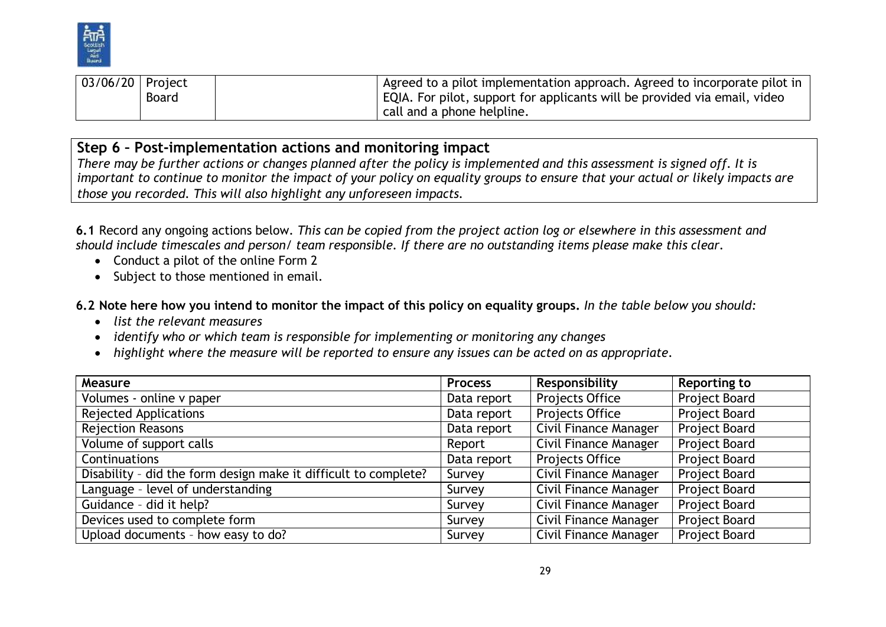| 03/06/20 | Project Board | | Agreed to a pilot implementation approach. Agreed to incorporate pilot in EQIA. For pilot, support for applicants will be provided via email, video call and a phone helpline. |
|---|---|---|---|

## Step 6 – Post-implementation actions and monitoring impact

*There may be further actions or changes planned after the policy is implemented and this assessment is signed off. It is important to continue to monitor the impact of your policy on equality groups to ensure that your actual or likely impacts are those you recorded. This will also highlight any unforeseen impacts.*

**6.1** Record any ongoing actions below. *This can be copied from the project action log or elsewhere in this assessment and should include timescales and person/ team responsible. If there are no outstanding items please make this clear.*

- Conduct a pilot of the online Form 2
- Subject to those mentioned in email.

**6.2 Note here how you intend to monitor the impact of this policy on equality groups.** *In the table below you should:*

- *list the relevant measures*
- *identify who or which team is responsible for implementing or monitoring any changes*
- *highlight where the measure will be reported to ensure any issues can be acted on as appropriate.*

| Measure | Process | Responsibility | Reporting to |
|---|---|---|---|
| Volumes - online v paper | Data report | Projects Office | Project Board |
| Rejected Applications | Data report | Projects Office | Project Board |
| Rejection Reasons | Data report | Civil Finance Manager | Project Board |
| Volume of support calls | Report | Civil Finance Manager | Project Board |
| Continuations | Data report | Projects Office | Project Board |
| Disability – did the form design make it difficult to complete? | Survey | Civil Finance Manager | Project Board |
| Language – level of understanding | Survey | Civil Finance Manager | Project Board |
| Guidance – did it help? | Survey | Civil Finance Manager | Project Board |
| Devices used to complete form | Survey | Civil Finance Manager | Project Board |
| Upload documents – how easy to do? | Survey | Civil Finance Manager | Project Board |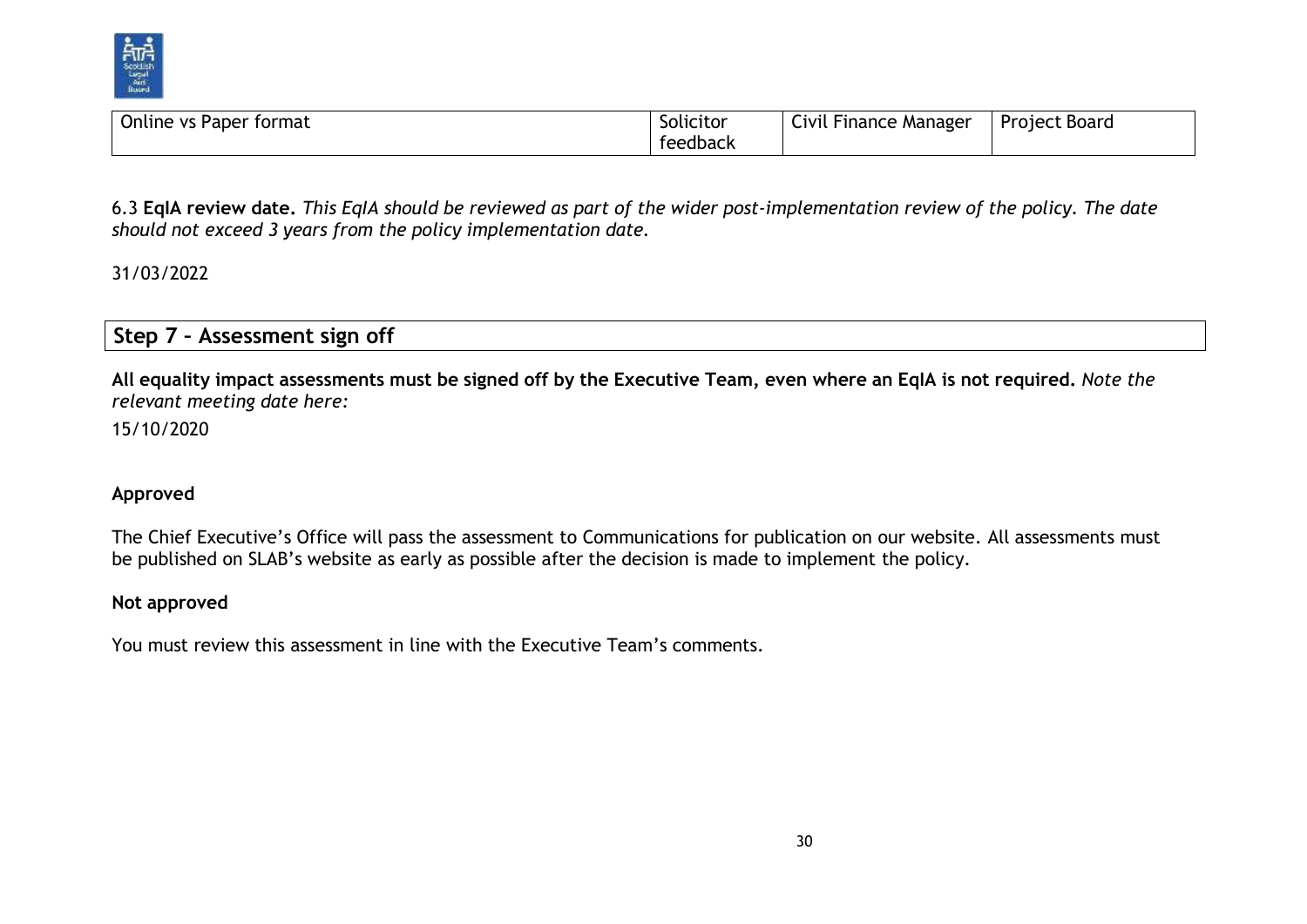| | | | |
|---|---|---|---|
| Online vs Paper format | Solicitor feedback | Civil Finance Manager | Project Board |

6.3 **EqIA review date.** *This EqIA should be reviewed as part of the wider post-implementation review of the policy. The date should not exceed 3 years from the policy implementation date.*

31/03/2022

## Step 7 – Assessment sign off

**All equality impact assessments must be signed off by the Executive Team, even where an EqIA is not required.** *Note the relevant meeting date here:*

15/10/2020

**Approved**

The Chief Executive's Office will pass the assessment to Communications for publication on our website. All assessments must be published on SLAB's website as early as possible after the decision is made to implement the policy.

**Not approved**

You must review this assessment in line with the Executive Team's comments.